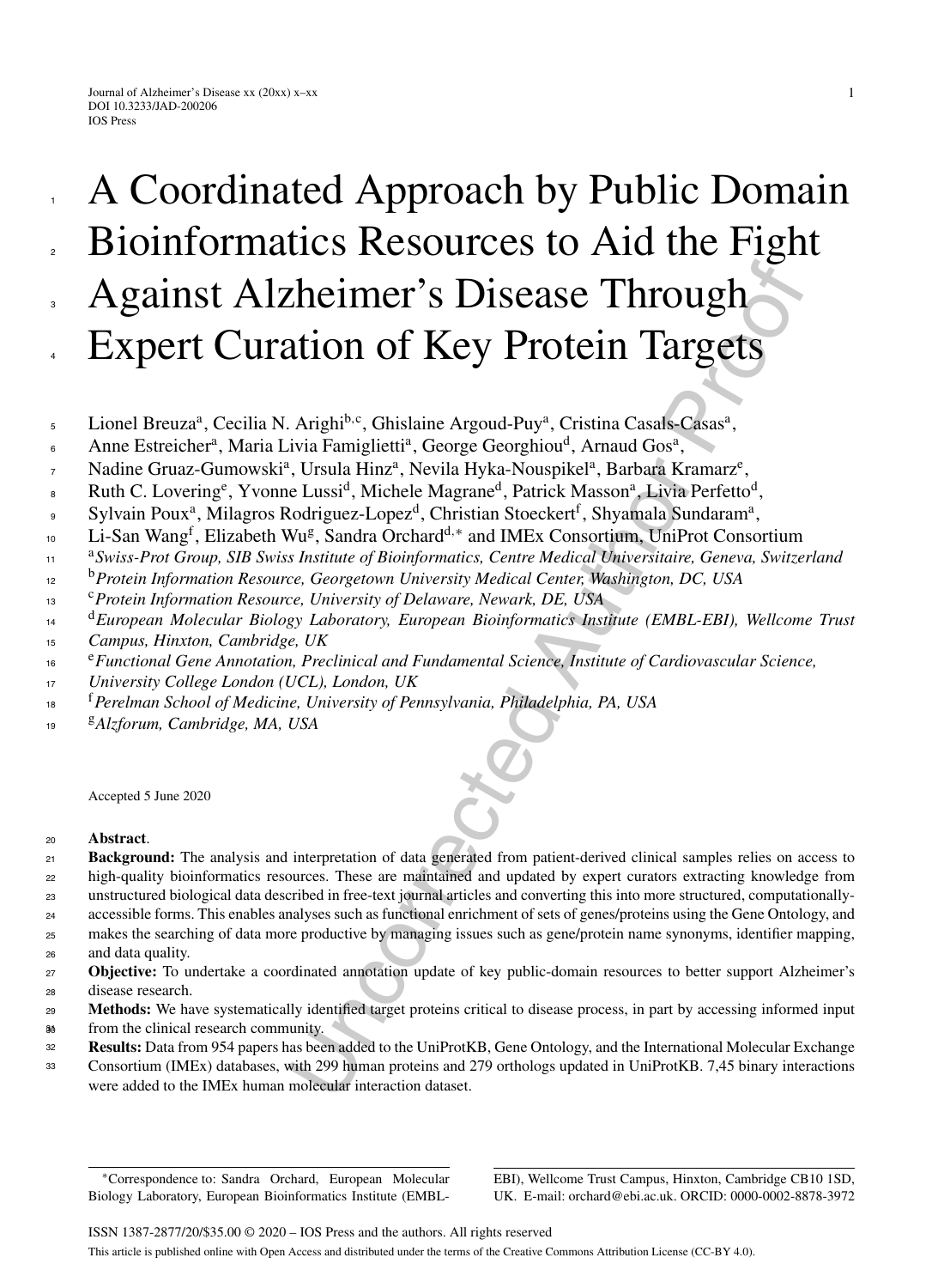# A Coordinated Approach by Public Domain Bioinformatics Resources to Aid the Fight Against Alzheimer's Disease Through Expert Curation of Key Protein Targets

Lionel Breuza[a], Cecilia N. Arighi[b,c], Ghislaine Argoud-Puy[a], Cristina Casals-Casas[a], Anne Estreicher[a], Maria Livia Famiglietti[a], George Georghiou[d], Arnaud Gos[a], Nadine Gruaz-Gumowski[a], Ursula Hinz[a], Nevila Hyka-Nouspikel[a], Barbara Kramarz[e], Ruth C. Lovering[e], Yvonne Lussi[d], Michele Magrane[d], Patrick Masson[a], Livia Perfetto[d], Sylvain Poux[a], Milagros Rodriguez-Lopez[d], Christian Stoeckert[f], Shyamala Sundaram[a], Li-San Wang[f], Elizabeth Wu[g], Sandra Orchard[d,*] and IMEx Consortium, UniProt Consortium

[a]*Swiss-Prot Group, SIB Swiss Institute of Bioinformatics, Centre Medical Universitaire, Geneva, Switzerland*
[b]*Protein Information Resource, Georgetown University Medical Center, Washington, DC, USA*
[c]*Protein Information Resource, University of Delaware, Newark, DE, USA*
[d]*European Molecular Biology Laboratory, European Bioinformatics Institute (EMBL-EBI), Wellcome Trust Campus, Hinxton, Cambridge, UK*
[e]*Functional Gene Annotation, Preclinical and Fundamental Science, Institute of Cardiovascular Science, University College London (UCL), London, UK*
[f]*Perelman School of Medicine, University of Pennsylvania, Philadelphia, PA, USA*
[g]*Alzforum, Cambridge, MA, USA*

Accepted 5 June 2020

**Abstract**.

**Background:** The analysis and interpretation of data generated from patient-derived clinical samples relies on access to high-quality bioinformatics resources. These are maintained and updated by expert curators extracting knowledge from unstructured biological data described in free-text journal articles and converting this into more structured, computationally-accessible forms. This enables analyses such as functional enrichment of sets of genes/proteins using the Gene Ontology, and makes the searching of data more productive by managing issues such as gene/protein name synonyms, identifier mapping, and data quality.

**Objective:** To undertake a coordinated annotation update of key public-domain resources to better support Alzheimer's disease research.

**Methods:** We have systematically identified target proteins critical to disease process, in part by accessing informed input from the clinical research community.

**Results:** Data from 954 papers has been added to the UniProtKB, Gene Ontology, and the International Molecular Exchange Consortium (IMEx) databases, with 299 human proteins and 279 orthologs updated in UniProtKB. 7,45 binary interactions were added to the IMEx human molecular interaction dataset.

---

*Correspondence to: Sandra Orchard, European Molecular Biology Laboratory, European Bioinformatics Institute (EMBL-EBI), Wellcome Trust Campus, Hinxton, Cambridge CB10 1SD, UK. E-mail: orchard@ebi.ac.uk. ORCID: 0000-0002-8878-3972

ISSN 1387-2877/20/$35.00 © 2020 – IOS Press and the authors. All rights reserved

This article is published online with Open Access and distributed under the terms of the Creative Commons Attribution License (CC-BY 4.0).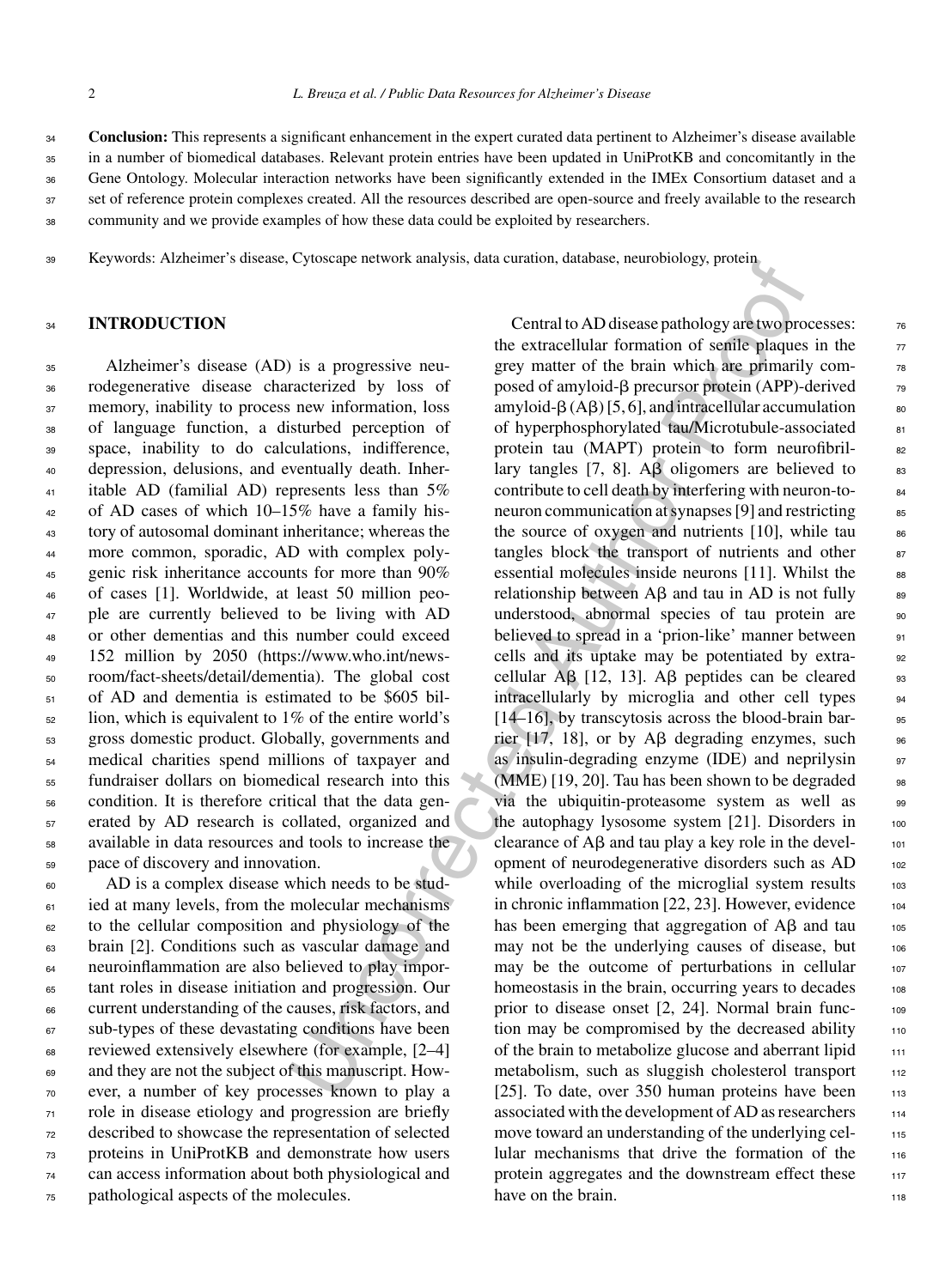**Conclusion:** This represents a significant enhancement in the expert curated data pertinent to Alzheimer's disease available in a number of biomedical databases. Relevant protein entries have been updated in UniProtKB and concomitantly in the Gene Ontology. Molecular interaction networks have been significantly extended in the IMEx Consortium dataset and a set of reference protein complexes created. All the resources described are open-source and freely available to the research community and we provide examples of how these data could be exploited by researchers.

Keywords: Alzheimer's disease, Cytoscape network analysis, data curation, database, neurobiology, protein

## INTRODUCTION

Alzheimer's disease (AD) is a progressive neurodegenerative disease characterized by loss of memory, inability to process new information, loss of language function, a disturbed perception of space, inability to do calculations, indifference, depression, delusions, and eventually death. Inheritable AD (familial AD) represents less than 5% of AD cases of which 10–15% have a family history of autosomal dominant inheritance; whereas the more common, sporadic, AD with complex polygenic risk inheritance accounts for more than 90% of cases [1]. Worldwide, at least 50 million people are currently believed to be living with AD or other dementias and this number could exceed 152 million by 2050 (https://www.who.int/news-room/fact-sheets/detail/dementia). The global cost of AD and dementia is estimated to be $605 billion, which is equivalent to 1% of the entire world's gross domestic product. Globally, governments and medical charities spend millions of taxpayer and fundraiser dollars on biomedical research into this condition. It is therefore critical that the data generated by AD research is collated, organized and available in data resources and tools to increase the pace of discovery and innovation.

AD is a complex disease which needs to be studied at many levels, from the molecular mechanisms to the cellular composition and physiology of the brain [2]. Conditions such as vascular damage and neuroinflammation are also believed to play important roles in disease initiation and progression. Our current understanding of the causes, risk factors, and sub-types of these devastating conditions have been reviewed extensively elsewhere (for example, [2–4] and they are not the subject of this manuscript. However, a number of key processes known to play a role in disease etiology and progression are briefly described to showcase the representation of selected proteins in UniProtKB and demonstrate how users can access information about both physiological and pathological aspects of the molecules.

Central to AD disease pathology are two processes: the extracellular formation of senile plaques in the grey matter of the brain which are primarily composed of amyloid-β precursor protein (APP)-derived amyloid-β (Aβ) [5, 6], and intracellular accumulation of hyperphosphorylated tau/Microtubule-associated protein tau (MAPT) protein to form neurofibrillary tangles [7, 8]. Aβ oligomers are believed to contribute to cell death by interfering with neuron-to-neuron communication at synapses [9] and restricting the source of oxygen and nutrients [10], while tau tangles block the transport of nutrients and other essential molecules inside neurons [11]. Whilst the relationship between Aβ and tau in AD is not fully understood, abnormal species of tau protein are believed to spread in a 'prion-like' manner between cells and its uptake may be potentiated by extracellular Aβ [12, 13]. Aβ peptides can be cleared intracellularly by microglia and other cell types [14–16], by transcytosis across the blood-brain barrier [17, 18], or by Aβ degrading enzymes, such as insulin-degrading enzyme (IDE) and neprilysin (MME) [19, 20]. Tau has been shown to be degraded via the ubiquitin-proteasome system as well as the autophagy lysosome system [21]. Disorders in clearance of Aβ and tau play a key role in the development of neurodegenerative disorders such as AD while overloading of the microglial system results in chronic inflammation [22, 23]. However, evidence has been emerging that aggregation of Aβ and tau may not be the underlying causes of disease, but may be the outcome of perturbations in cellular homeostasis in the brain, occurring years to decades prior to disease onset [2, 24]. Normal brain function may be compromised by the decreased ability of the brain to metabolize glucose and aberrant lipid metabolism, such as sluggish cholesterol transport [25]. To date, over 350 human proteins have been associated with the development of AD as researchers move toward an understanding of the underlying cellular mechanisms that drive the formation of the protein aggregates and the downstream effect these have on the brain.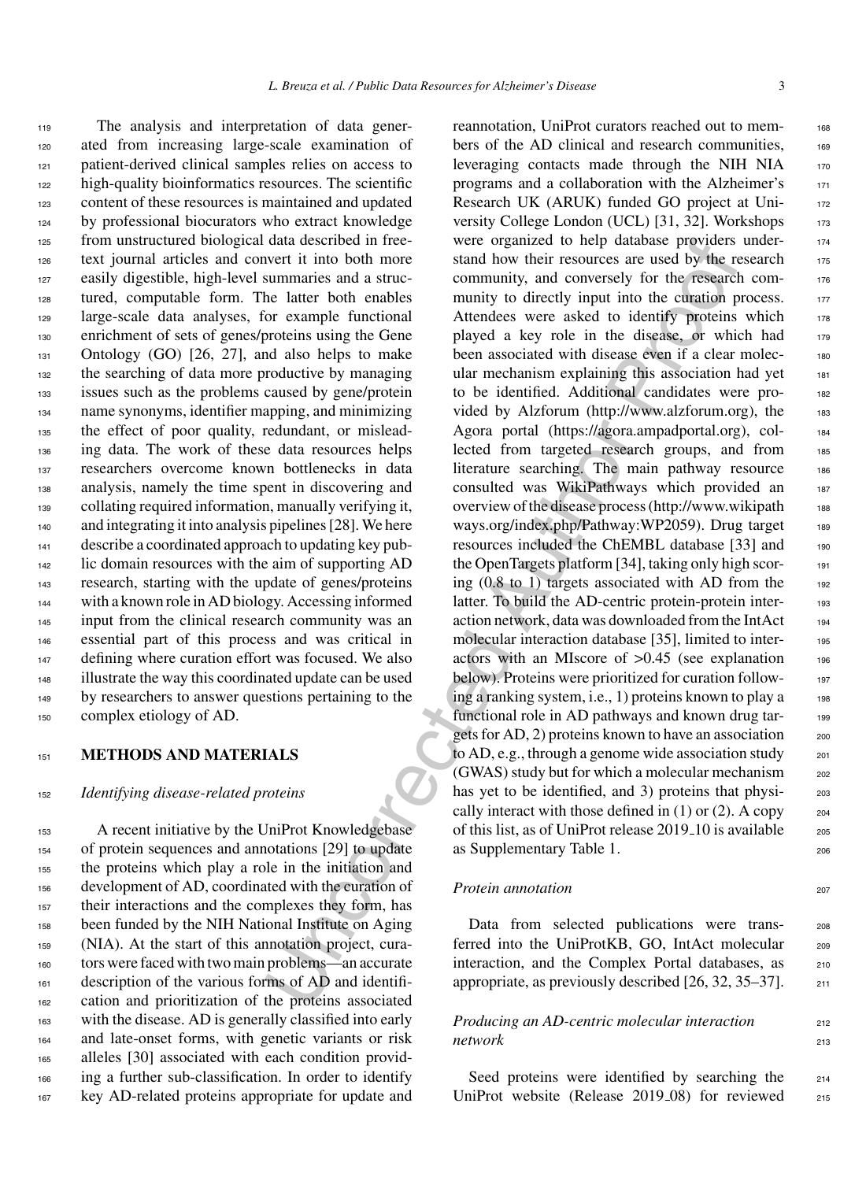The analysis and interpretation of data generated from increasing large-scale examination of patient-derived clinical samples relies on access to high-quality bioinformatics resources. The scientific content of these resources is maintained and updated by professional biocurators who extract knowledge from unstructured biological data described in free-text journal articles and convert it into both more easily digestible, high-level summaries and a structured, computable form. The latter both enables large-scale data analyses, for example functional enrichment of sets of genes/proteins using the Gene Ontology (GO) [26, 27], and also helps to make the searching of data more productive by managing issues such as the problems caused by gene/protein name synonyms, identifier mapping, and minimizing the effect of poor quality, redundant, or misleading data. The work of these data resources helps researchers overcome known bottlenecks in data analysis, namely the time spent in discovering and collating required information, manually verifying it, and integrating it into analysis pipelines [28]. We here describe a coordinated approach to updating key public domain resources with the aim of supporting AD research, starting with the update of genes/proteins with a known role in AD biology. Accessing informed input from the clinical research community was an essential part of this process and was critical in defining where curation effort was focused. We also illustrate the way this coordinated update can be used by researchers to answer questions pertaining to the complex etiology of AD.

## METHODS AND MATERIALS

### *Identifying disease-related proteins*

A recent initiative by the UniProt Knowledgebase of protein sequences and annotations [29] to update the proteins which play a role in the initiation and development of AD, coordinated with the curation of their interactions and the complexes they form, has been funded by the NIH National Institute on Aging (NIA). At the start of this annotation project, curators were faced with two main problems—an accurate description of the various forms of AD and identification and prioritization of the proteins associated with the disease. AD is generally classified into early and late-onset forms, with genetic variants or risk alleles [30] associated with each condition providing a further sub-classification. In order to identify key AD-related proteins appropriate for update and reannotation, UniProt curators reached out to members of the AD clinical and research communities, leveraging contacts made through the NIH NIA programs and a collaboration with the Alzheimer's Research UK (ARUK) funded GO project at University College London (UCL) [31, 32]. Workshops were organized to help database providers understand how their resources are used by the research community, and conversely for the research community to directly input into the curation process. Attendees were asked to identify proteins which played a key role in the disease, or which had been associated with disease even if a clear molecular mechanism explaining this association had yet to be identified. Additional candidates were provided by Alzforum (http://www.alzforum.org), the Agora portal (https://agora.ampadportal.org), collected from targeted research groups, and from literature searching. The main pathway resource consulted was WikiPathways which provided an overview of the disease process (http://www.wikipathways.org/index.php/Pathway:WP2059). Drug target resources included the ChEMBL database [33] and the OpenTargets platform [34], taking only high scoring (0.8 to 1) targets associated with AD from the latter. To build the AD-centric protein-protein interaction network, data was downloaded from the IntAct molecular interaction database [35], limited to interactors with an MIscore of >0.45 (see explanation below). Proteins were prioritized for curation following a ranking system, i.e., 1) proteins known to play a functional role in AD pathways and known drug targets for AD, 2) proteins known to have an association to AD, e.g., through a genome wide association study (GWAS) study but for which a molecular mechanism has yet to be identified, and 3) proteins that physically interact with those defined in (1) or (2). A copy of this list, as of UniProt release 2019_10 is available as Supplementary Table 1.

### *Protein annotation*

Data from selected publications were transferred into the UniProtKB, GO, IntAct molecular interaction, and the Complex Portal databases, as appropriate, as previously described [26, 32, 35–37].

### *Producing an AD-centric molecular interaction network*

Seed proteins were identified by searching the UniProt website (Release 2019_08) for reviewed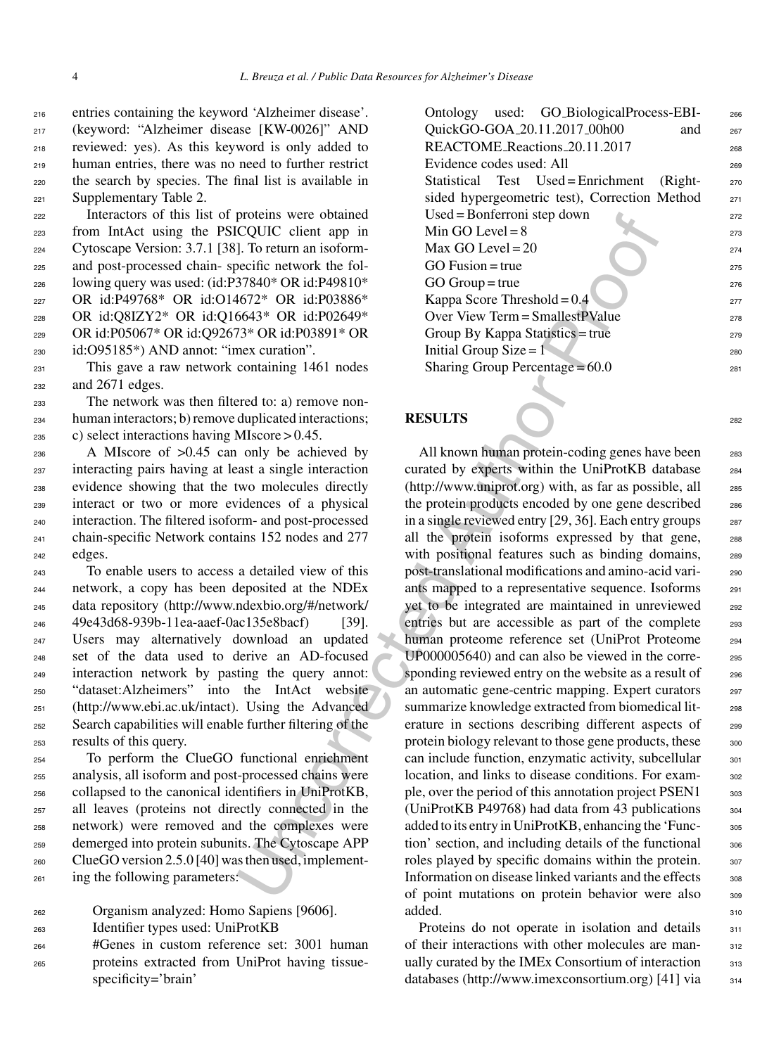entries containing the keyword 'Alzheimer disease'. (keyword: "Alzheimer disease [KW-0026]" AND reviewed: yes). As this keyword is only added to human entries, there was no need to further restrict the search by species. The final list is available in Supplementary Table 2.

Interactors of this list of proteins were obtained from IntAct using the PSICQUIC client app in Cytoscape Version: 3.7.1 [38]. To return an isoform- and post-processed chain- specific network the following query was used: (id:P37840* OR id:P49810* OR id:P49768* OR id:O14672* OR id:P03886* OR id:Q8IZY2* OR id:Q16643* OR id:P02649* OR id:P05067* OR id:Q92673* OR id:P03891* OR id:O95185*) AND annot: "imex curation".

This gave a raw network containing 1461 nodes and 2671 edges.

The network was then filtered to: a) remove non-human interactors; b) remove duplicated interactions; c) select interactions having MIscore > 0.45.

A MIscore of >0.45 can only be achieved by interacting pairs having at least a single interaction evidence showing that the two molecules directly interact or two or more evidences of a physical interaction. The filtered isoform- and post-processed chain-specific Network contains 152 nodes and 277 edges.

To enable users to access a detailed view of this network, a copy has been deposited at the NDEx data repository (http://www.ndexbio.org/#/network/49e43d68-939b-11ea-aaef-0ac135e8bacf) [39]. Users may alternatively download an updated set of the data used to derive an AD-focused interaction network by pasting the query annot: "dataset:Alzheimers" into the IntAct website (http://www.ebi.ac.uk/intact). Using the Advanced Search capabilities will enable further filtering of the results of this query.

To perform the ClueGO functional enrichment analysis, all isoform and post-processed chains were collapsed to the canonical identifiers in UniProtKB, all leaves (proteins not directly connected in the network) were removed and the complexes were demerged into protein subunits. The Cytoscape APP ClueGO version 2.5.0 [40] was then used, implementing the following parameters:

Organism analyzed: Homo Sapiens [9606].
Identifier types used: UniProtKB
#Genes in custom reference set: 3001 human proteins extracted from UniProt having tissue-specificity='brain'
Ontology used: GO_BiologicalProcess-EBI-QuickGO-GOA_20.11.2017_00h00 and REACTOME_Reactions_20.11.2017
Evidence codes used: All
Statistical Test Used = Enrichment (Right-sided hypergeometric test), Correction Method Used = Bonferroni step down
Min GO Level = 8
Max GO Level = 20
GO Fusion = true
GO Group = true
Kappa Score Threshold = 0.4
Over View Term = SmallestPValue
Group By Kappa Statistics = true
Initial Group Size = 1
Sharing Group Percentage = 60.0

## RESULTS

All known human protein-coding genes have been curated by experts within the UniProtKB database (http://www.uniprot.org) with, as far as possible, all the protein products encoded by one gene described in a single reviewed entry [29, 36]. Each entry groups all the protein isoforms expressed by that gene, with positional features such as binding domains, post-translational modifications and amino-acid variants mapped to a representative sequence. Isoforms yet to be integrated are maintained in unreviewed entries but are accessible as part of the complete human proteome reference set (UniProt Proteome UP000005640) and can also be viewed in the corresponding reviewed entry on the website as a result of an automatic gene-centric mapping. Expert curators summarize knowledge extracted from biomedical literature in sections describing different aspects of protein biology relevant to those gene products, these can include function, enzymatic activity, subcellular location, and links to disease conditions. For example, over the period of this annotation project PSEN1 (UniProtKB P49768) had data from 43 publications added to its entry in UniProtKB, enhancing the 'Function' section, and including details of the functional roles played by specific domains within the protein. Information on disease linked variants and the effects of point mutations on protein behavior were also added.

Proteins do not operate in isolation and details of their interactions with other molecules are manually curated by the IMEx Consortium of interaction databases (http://www.imexconsortium.org) [41] via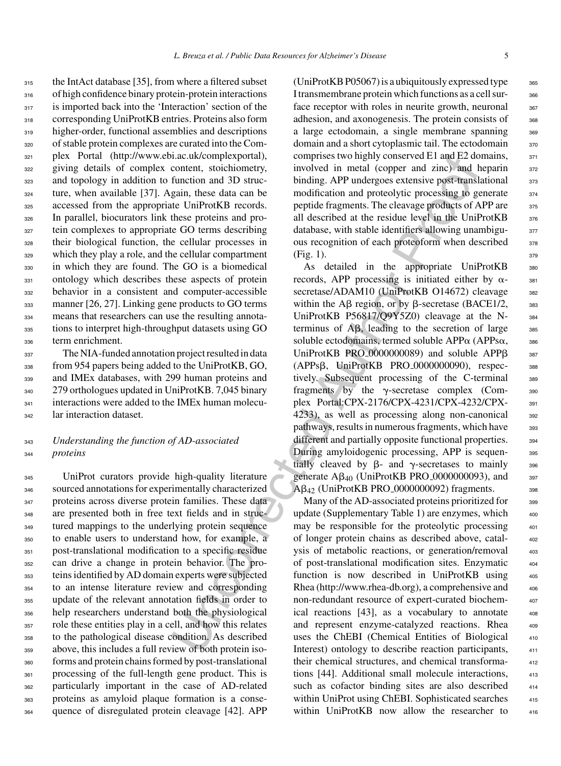the IntAct database [35], from where a filtered subset of high confidence binary protein-protein interactions is imported back into the 'Interaction' section of the corresponding UniProtKB entries. Proteins also form higher-order, functional assemblies and descriptions of stable protein complexes are curated into the Complex Portal (http://www.ebi.ac.uk/complexportal), giving details of complex content, stoichiometry, and topology in addition to function and 3D structure, when available [37]. Again, these data can be accessed from the appropriate UniProtKB records. In parallel, biocurators link these proteins and protein complexes to appropriate GO terms describing their biological function, the cellular processes in which they play a role, and the cellular compartment in which they are found. The GO is a biomedical ontology which describes these aspects of protein behavior in a consistent and computer-accessible manner [26, 27]. Linking gene products to GO terms means that researchers can use the resulting annotations to interpret high-throughput datasets using GO term enrichment.

The NIA-funded annotation project resulted in data from 954 papers being added to the UniProtKB, GO, and IMEx databases, with 299 human proteins and 279 orthologues updated in UniProtKB. 7,045 binary interactions were added to the IMEx human molecular interaction dataset.

### *Understanding the function of AD-associated proteins*

UniProt curators provide high-quality literature sourced annotations for experimentally characterized proteins across diverse protein families. These data are presented both in free text fields and in structured mappings to the underlying protein sequence to enable users to understand how, for example, a post-translational modification to a specific residue can drive a change in protein behavior. The proteins identified by AD domain experts were subjected to an intense literature review and corresponding update of the relevant annotation fields in order to help researchers understand both the physiological role these entities play in a cell, and how this relates to the pathological disease condition. As described above, this includes a full review of both protein isoforms and protein chains formed by post-translational processing of the full-length gene product. This is particularly important in the case of AD-related proteins as amyloid plaque formation is a consequence of disregulated protein cleavage [42]. APP (UniProtKB P05067) is a ubiquitously expressed type I transmembrane protein which functions as a cell surface receptor with roles in neurite growth, neuronal adhesion, and axonogenesis. The protein consists of a large ectodomain, a single membrane spanning domain and a short cytoplasmic tail. The ectodomain comprises two highly conserved E1 and E2 domains, involved in metal (copper and zinc) and heparin binding. APP undergoes extensive post-translational modification and proteolytic processing to generate peptide fragments. The cleavage products of APP are all described at the residue level in the UniProtKB database, with stable identifiers allowing unambiguous recognition of each proteoform when described (Fig. 1).

As detailed in the appropriate UniProtKB records, APP processing is initiated either by $\alpha$-secretase/ADAM10 (UniProtKB O14672) cleavage within the A$\beta$ region, or by $\beta$-secretase (BACE1/2, UniProtKB P56817/Q9Y5Z0) cleavage at the N-terminus of A$\beta$, leading to the secretion of large soluble ectodomains, termed soluble APP$\alpha$ (APPs$\alpha$, UniProtKB PRO_0000000089) and soluble APP$\beta$ (APPs$\beta$, UniProtKB PRO_0000000090), respectively. Subsequent processing of the C-terminal fragments by the $\gamma$-secretase complex (Complex Portal:CPX-2176/CPX-4231/CPX-4232/CPX-4233), as well as processing along non-canonical pathways, results in numerous fragments, which have different and partially opposite functional properties. During amyloidogenic processing, APP is sequentially cleaved by $\beta$- and $\gamma$-secretases to mainly generate A$\beta_{40}$ (UniProtKB PRO_0000000093), and A$\beta_{42}$ (UniProtKB PRO_0000000092) fragments.

Many of the AD-associated proteins prioritized for update (Supplementary Table 1) are enzymes, which may be responsible for the proteolytic processing of longer protein chains as described above, catalysis of metabolic reactions, or generation/removal of post-translational modification sites. Enzymatic function is now described in UniProtKB using Rhea (http://www.rhea-db.org), a comprehensive and non-redundant resource of expert-curated biochemical reactions [43], as a vocabulary to annotate and represent enzyme-catalyzed reactions. Rhea uses the ChEBI (Chemical Entities of Biological Interest) ontology to describe reaction participants, their chemical structures, and chemical transformations [44]. Additional small molecule interactions, such as cofactor binding sites are also described within UniProt using ChEBI. Sophisticated searches within UniProtKB now allow the researcher to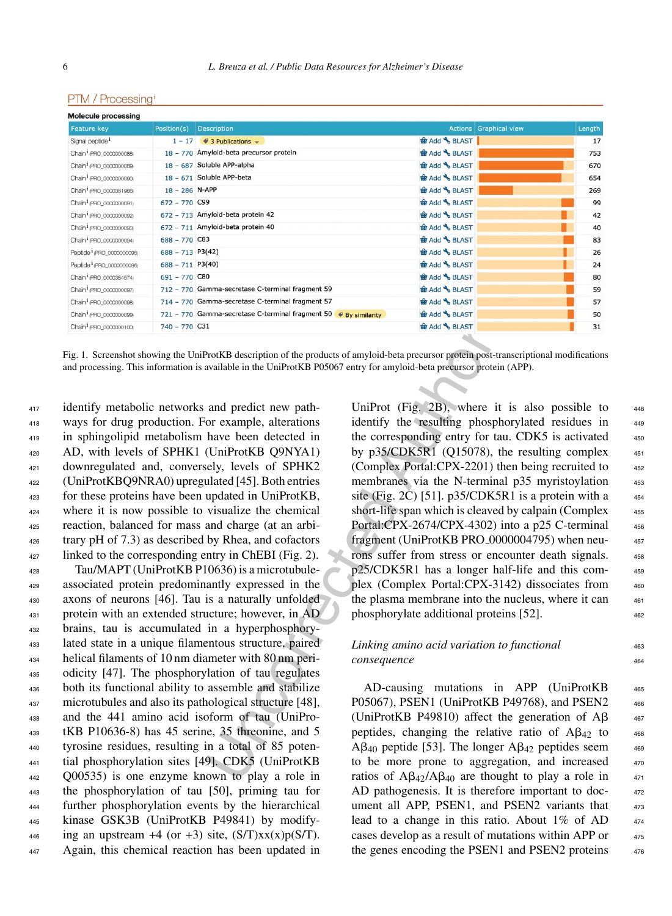PTM / Processing

**Molecule processing**

| Feature key | Position(s) | Description | Actions | Graphical view | Length |
|---|---|---|---|---|---|
| Signal peptide | 1 – 17 | 3 Publications | Add BLAST | | 17 |
| Chain PRO_0000000088 | 18 – 770 | Amyloid-beta precursor protein | Add BLAST | | 753 |
| Chain PRO_0000000089 | 18 – 687 | Soluble APP-alpha | Add BLAST | | 670 |
| Chain PRO_0000000090 | 18 – 671 | Soluble APP-beta | Add BLAST | | 654 |
| Chain PRO_0000381966 | 18 – 286 | N-APP | Add BLAST | | 269 |
| Chain PRO_0000000091 | 672 – 770 | C99 | Add BLAST | | 99 |
| Chain PRO_0000000092 | 672 – 713 | Amyloid-beta protein 42 | Add BLAST | | 42 |
| Chain PRO_0000000093 | 672 – 711 | Amyloid-beta protein 40 | Add BLAST | | 40 |
| Chain PRO_0000000094 | 688 – 770 | C83 | Add BLAST | | 83 |
| Peptide PRO_0000000095 | 688 – 713 | P3(42) | Add BLAST | | 26 |
| Peptide PRO_0000000096 | 688 – 711 | P3(40) | Add BLAST | | 24 |
| Chain PRO_0000384574 | 691 – 770 | C80 | Add BLAST | | 80 |
| Chain PRO_0000000097 | 712 – 770 | Gamma-secretase C-terminal fragment 59 | Add BLAST | | 59 |
| Chain PRO_0000000098 | 714 – 770 | Gamma-secretase C-terminal fragment 57 | Add BLAST | | 57 |
| Chain PRO_0000000099 | 721 – 770 | Gamma-secretase C-terminal fragment 50 By similarity | Add BLAST | | 50 |
| Chain PRO_0000000100 | 740 – 770 | C31 | Add BLAST | | 31 |

Fig. 1. Screenshot showing the UniProtKB description of the products of amyloid-beta precursor protein post-transcriptional modifications and processing. This information is available in the UniProtKB P05067 entry for amyloid-beta precursor protein (APP).

identify metabolic networks and predict new pathways for drug production. For example, alterations in sphingolipid metabolism have been detected in AD, with levels of SPHK1 (UniProtKB Q9NYA1) downregulated and, conversely, levels of SPHK2 (UniProtKBQ9NRA0) upregulated [45]. Both entries for these proteins have been updated in UniProtKB, where it is now possible to visualize the chemical reaction, balanced for mass and charge (at an arbitrary pH of 7.3) as described by Rhea, and cofactors linked to the corresponding entry in ChEBI (Fig. 2).

Tau/MAPT (UniProtKB P10636) is a microtubule-associated protein predominantly expressed in the axons of neurons [46]. Tau is a naturally unfolded protein with an extended structure; however, in AD brains, tau is accumulated in a hyperphosphorylated state in a unique filamentous structure, paired helical filaments of 10 nm diameter with 80 nm periodicity [47]. The phosphorylation of tau regulates both its functional ability to assemble and stabilize microtubules and also its pathological structure [48], and the 441 amino acid isoform of tau (UniProtKB P10636-8) has 45 serine, 35 threonine, and 5 tyrosine residues, resulting in a total of 85 potential phosphorylation sites [49]. CDK5 (UniProtKB Q00535) is one enzyme known to play a role in the phosphorylation of tau [50], priming tau for further phosphorylation events by the hierarchical kinase GSK3B (UniProtKB P49841) by modifying an upstream +4 (or +3) site, (S/T)xx(x)p(S/T). Again, this chemical reaction has been updated in UniProt (Fig. 2B), where it is also possible to identify the resulting phosphorylated residues in the corresponding entry for tau. CDK5 is activated by p35/CDK5R1 (Q15078), the resulting complex (Complex Portal:CPX-2201) then being recruited to membranes via the N-terminal p35 myristoylation site (Fig. 2C) [51]. p35/CDK5R1 is a protein with a short-life span which is cleaved by calpain (Complex Portal:CPX-2674/CPX-4302) into a p25 C-terminal fragment (UniProtKB PRO_0000004795) when neurons suffer from stress or encounter death signals. p25/CDK5R1 has a longer half-life and this complex (Complex Portal:CPX-3142) dissociates from the plasma membrane into the nucleus, where it can phosphorylate additional proteins [52].

### *Linking amino acid variation to functional consequence*

AD-causing mutations in APP (UniProtKB P05067), PSEN1 (UniProtKB P49768), and PSEN2 (UniProtKB P49810) affect the generation of A$\beta$ peptides, changing the relative ratio of A$\beta_{42}$ to A$\beta_{40}$ peptide [53]. The longer A$\beta_{42}$ peptides seem to be more prone to aggregation, and increased ratios of A$\beta_{42}$/A$\beta_{40}$ are thought to play a role in AD pathogenesis. It is therefore important to document all APP, PSEN1, and PSEN2 variants that lead to a change in this ratio. About 1% of AD cases develop as a result of mutations within APP or the genes encoding the PSEN1 and PSEN2 proteins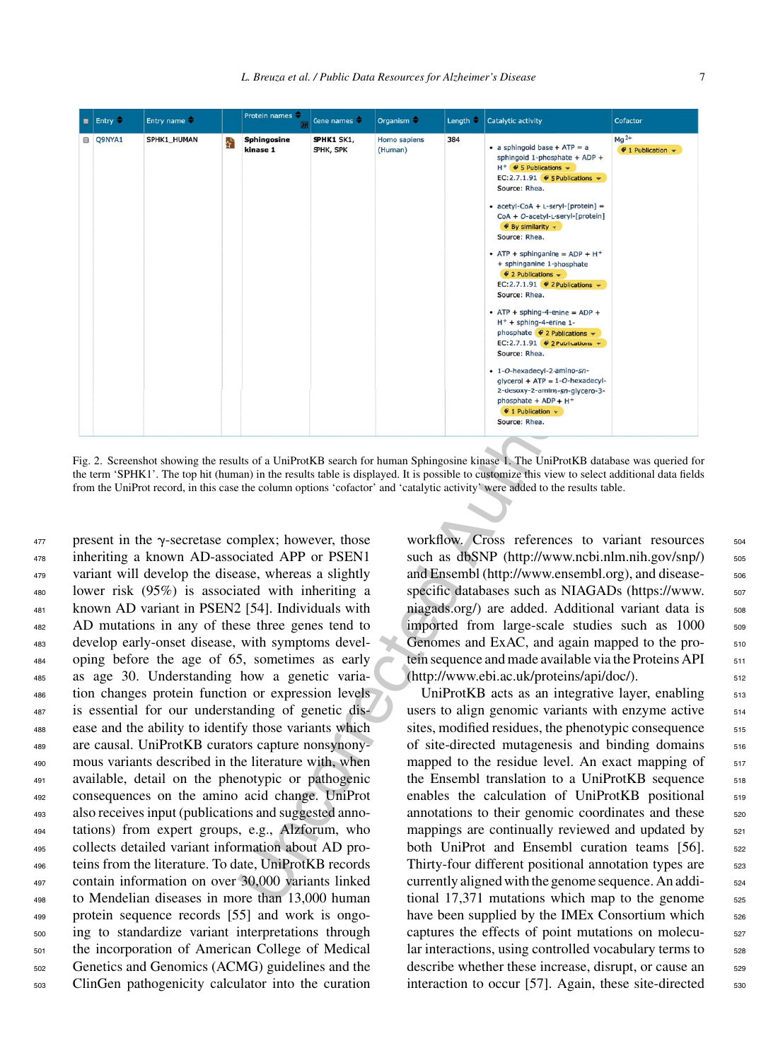| Entry | Entry name | | Protein names | Gene names | Organism | Length | Catalytic activity | Cofactor |
|---|---|---|---|---|---|---|---|---|
| Q9NYA1 | SPHK1_HUMAN | | **Sphingosine kinase 1** | **SPHK1** SK1, SPHK, SPK | Homo sapiens (Human) | 384 | • a sphingoid base + ATP = a sphingoid 1-phosphate + ADP + H+ 5 Publications EC:2.7.1.91 5 Publications Source: Rhea. • acetyl-CoA + L-seryl-[protein] = CoA + O-acetyl-L-seryl-[protein] By similarity Source: Rhea. • ATP + sphinganine = ADP + H+ + sphinganine 1-phosphate 2 Publications EC:2.7.1.91 2 Publications Source: Rhea. • ATP + sphing-4-enine = ADP + H+ + sphing-4-enine 1-phosphate 2 Publications EC:2.7.1.91 2 Publications Source: Rhea. • 1-O-hexadecyl-2-amino-sn-glycerol + ATP = 1-O-hexadecyl-2-desoxy-2-amino-sn-glycero-3-phosphate + ADP + H+ 1 Publication Source: Rhea. | $Mg^{2+}$ 1 Publication |

Fig. 2. Screenshot showing the results of a UniProtKB search for human Sphingosine kinase 1. The UniProtKB database was queried for the term 'SPHK1'. The top hit (human) in the results table is displayed. It is possible to customize this view to select additional data fields from the UniProt record, in this case the column options 'cofactor' and 'catalytic activity' were added to the results table.

present in the γ-secretase complex; however, those inheriting a known AD-associated APP or PSEN1 variant will develop the disease, whereas a slightly lower risk (95%) is associated with inheriting a known AD variant in PSEN2 [54]. Individuals with AD mutations in any of these three genes tend to develop early-onset disease, with symptoms developing before the age of 65, sometimes as early as age 30. Understanding how a genetic variation changes protein function or expression levels is essential for our understanding of genetic disease and the ability to identify those variants which are causal. UniProtKB curators capture nonsynonymous variants described in the literature with, when available, detail on the phenotypic or pathogenic consequences on the amino acid change. UniProt also receives input (publications and suggested annotations) from expert groups, e.g., Alzforum, who collects detailed variant information about AD proteins from the literature. To date, UniProtKB records contain information on over 30,000 variants linked to Mendelian diseases in more than 13,000 human protein sequence records [55] and work is ongoing to standardize variant interpretations through the incorporation of American College of Medical Genetics and Genomics (ACMG) guidelines and the ClinGen pathogenicity calculator into the curation workflow. Cross references to variant resources such as dbSNP (http://www.ncbi.nlm.nih.gov/snp/) and Ensembl (http://www.ensembl.org), and disease-specific databases such as NIAGADs (https://www.niagads.org/) are added. Additional variant data is imported from large-scale studies such as 1000 Genomes and ExAC, and again mapped to the protein sequence and made available via the Proteins API (http://www.ebi.ac.uk/proteins/api/doc/).

UniProtKB acts as an integrative layer, enabling users to align genomic variants with enzyme active sites, modified residues, the phenotypic consequence of site-directed mutagenesis and binding domains mapped to the residue level. An exact mapping of the Ensembl translation to a UniProtKB sequence enables the calculation of UniProtKB positional annotations to their genomic coordinates and these mappings are continually reviewed and updated by both UniProt and Ensembl curation teams [56]. Thirty-four different positional annotation types are currently aligned with the genome sequence. An additional 17,371 mutations which map to the genome have been supplied by the IMEx Consortium which captures the effects of point mutations on molecular interactions, using controlled vocabulary terms to describe whether these increase, disrupt, or cause an interaction to occur [57]. Again, these site-directed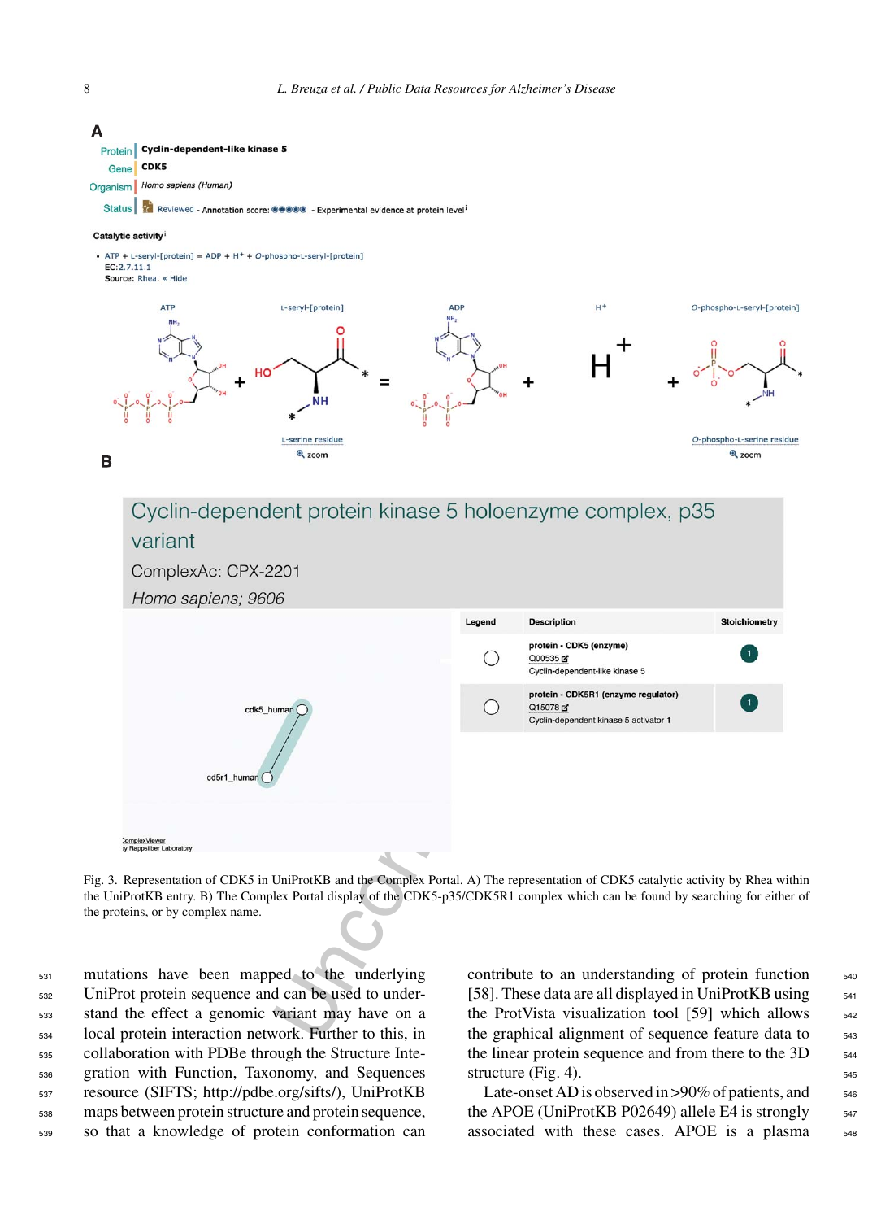Fig. 3. Representation of CDK5 in UniProtKB and the Complex Portal. A) The representation of CDK5 catalytic activity by Rhea within the UniProtKB entry. B) The Complex Portal display of the CDK5-p35/CDK5R1 complex which can be found by searching for either of the proteins, or by complex name.

mutations have been mapped to the underlying UniProt protein sequence and can be used to understand the effect a genomic variant may have on a local protein interaction network. Further to this, in collaboration with PDBe through the Structure Integration with Function, Taxonomy, and Sequences resource (SIFTS; http://pdbe.org/sifts/), UniProtKB maps between protein structure and protein sequence, so that a knowledge of protein conformation can contribute to an understanding of protein function [58]. These data are all displayed in UniProtKB using the ProtVista visualization tool [59] which allows the graphical alignment of sequence feature data to the linear protein sequence and from there to the 3D structure (Fig. 4).

Late-onset AD is observed in >90% of patients, and the APOE (UniProtKB P02649) allele E4 is strongly associated with these cases. APOE is a plasma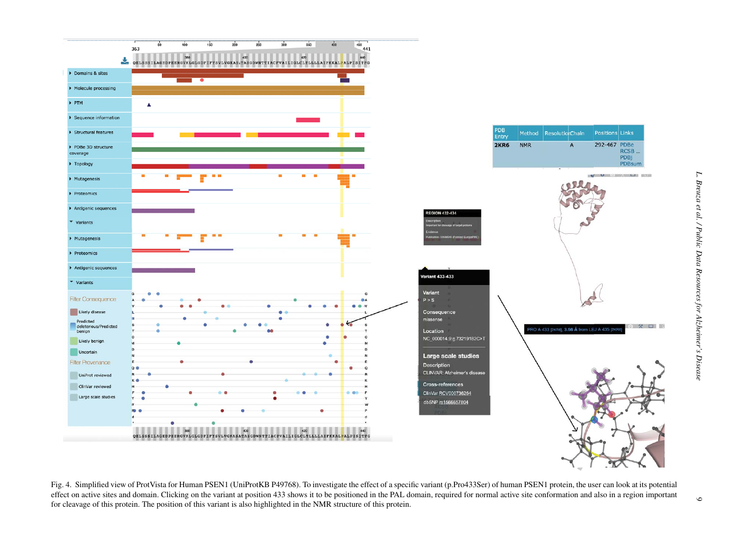Fig. 4. Simplified view of ProtVista for Human PSEN1 (UniProtKB P49768). To investigate the effect of a specific variant (p.Pro433Ser) of human PSEN1 protein, the user can look at its potential effect on active sites and domain. Clicking on the variant at position 433 shows it to be positioned in the PAL domain, required for normal active site conformation and also in a region important for cleavage of this protein. The position of this variant is also highlighted in the NMR structure of this protein.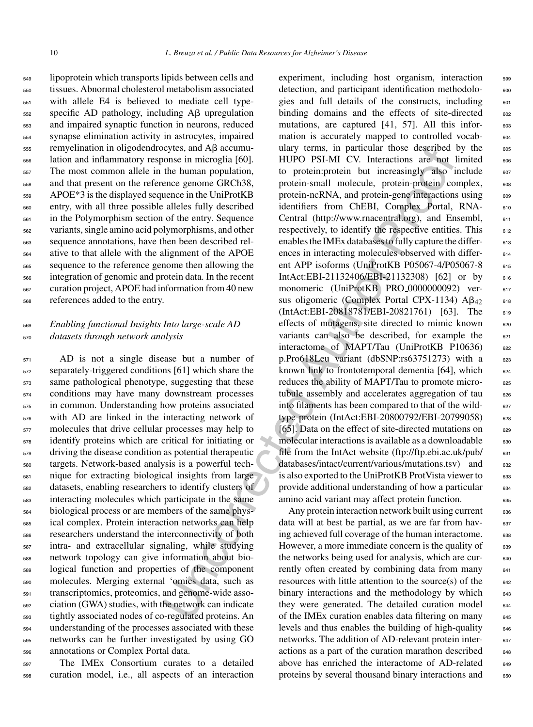lipoprotein which transports lipids between cells and tissues. Abnormal cholesterol metabolism associated with allele E4 is believed to mediate cell type-specific AD pathology, including Aβ upregulation and impaired synaptic function in neurons, reduced synapse elimination activity in astrocytes, impaired remyelination in oligodendrocytes, and Aβ accumulation and inflammatory response in microglia [60]. The most common allele in the human population, and that present on the reference genome GRCh38, APOE*3 is the displayed sequence in the UniProtKB entry, with all three possible alleles fully described in the Polymorphism section of the entry. Sequence variants, single amino acid polymorphisms, and other sequence annotations, have then been described relative to that allele with the alignment of the APOE sequence to the reference genome then allowing the integration of genomic and protein data. In the recent curation project, APOE had information from 40 new references added to the entry.

## Enabling functional Insights Into large-scale AD datasets through network analysis

AD is not a single disease but a number of separately-triggered conditions [61] which share the same pathological phenotype, suggesting that these conditions may have many downstream processes in common. Understanding how proteins associated with AD are linked in the interacting network of molecules that drive cellular processes may help to identify proteins which are critical for initiating or driving the disease condition as potential therapeutic targets. Network-based analysis is a powerful technique for extracting biological insights from large datasets, enabling researchers to identify clusters of interacting molecules which participate in the same biological process or are members of the same physical complex. Protein interaction networks can help researchers understand the interconnectivity of both intra- and extracellular signaling, while studying network topology can give information about biological function and properties of the component molecules. Merging external 'omics data, such as transcriptomics, proteomics, and genome-wide association (GWA) studies, with the network can indicate tightly associated nodes of co-regulated proteins. An understanding of the processes associated with these networks can be further investigated by using GO annotations or Complex Portal data.

The IMEx Consortium curates to a detailed curation model, i.e., all aspects of an interaction experiment, including host organism, interaction detection, and participant identification methodologies and full details of the constructs, including binding domains and the effects of site-directed mutations, are captured [41, 57]. All this information is accurately mapped to controlled vocabulary terms, in particular those described by the HUPO PSI-MI CV. Interactions are not limited to protein:protein but increasingly also include protein-small molecule, protein-protein complex, protein-ncRNA, and protein-gene interactions using identifiers from ChEBI, Complex Portal, RNA-Central (http://www.rnacentral.org), and Ensembl, respectively, to identify the respective entities. This enables the IMEx databases to fully capture the differences in interacting molecules observed with different APP isoforms (UniProtKB P05067-4/P05067-8 IntAct:EBI-21132406/EBI-21132308) [62] or by monomeric (UniProtKB PRO_0000000092) versus oligomeric (Complex Portal CPX-1134) $A\beta_{42}$ (IntAct:EBI-20818781/EBI-20821761) [63]. The effects of mutagens, site directed to mimic known variants can also be described, for example the interactome of MAPT/Tau (UniProtKB P10636) p.Pro618Leu variant (dbSNP:rs63751273) with a known link to frontotemporal dementia [64], which reduces the ability of MAPT/Tau to promote microtubule assembly and accelerates aggregation of tau into filaments has been compared to that of the wild-type protein (IntAct:EBI-20800792/EBI-20799058) [65]. Data on the effect of site-directed mutations on molecular interactions is available as a downloadable file from the IntAct website (ftp://ftp.ebi.ac.uk/pub/databases/intact/current/various/mutations.tsv) and is also exported to the UniProtKB ProtVista viewer to provide additional understanding of how a particular amino acid variant may affect protein function.

Any protein interaction network built using current data will at best be partial, as we are far from having achieved full coverage of the human interactome. However, a more immediate concern is the quality of the networks being used for analysis, which are currently often created by combining data from many resources with little attention to the source(s) of the binary interactions and the methodology by which they were generated. The detailed curation model of the IMEx curation enables data filtering on many levels and thus enables the building of high-quality networks. The addition of AD-relevant protein interactions as a part of the curation marathon described above has enriched the interactome of AD-related proteins by several thousand binary interactions and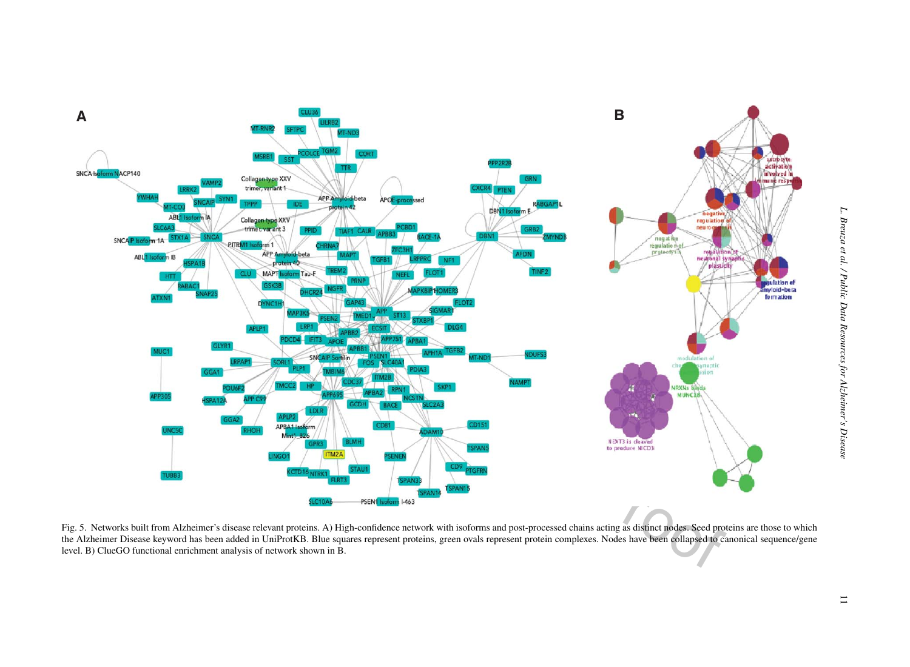Fig. 5. Networks built from Alzheimer's disease relevant proteins. A) High-confidence network with isoforms and post-processed chains acting as distinct nodes. Seed proteins are those to which the Alzheimer Disease keyword has been added in UniProtKB. Blue squares represent proteins, green ovals represent protein complexes. Nodes have been collapsed to canonical sequence/gene level. B) ClueGO functional enrichment analysis of network shown in B.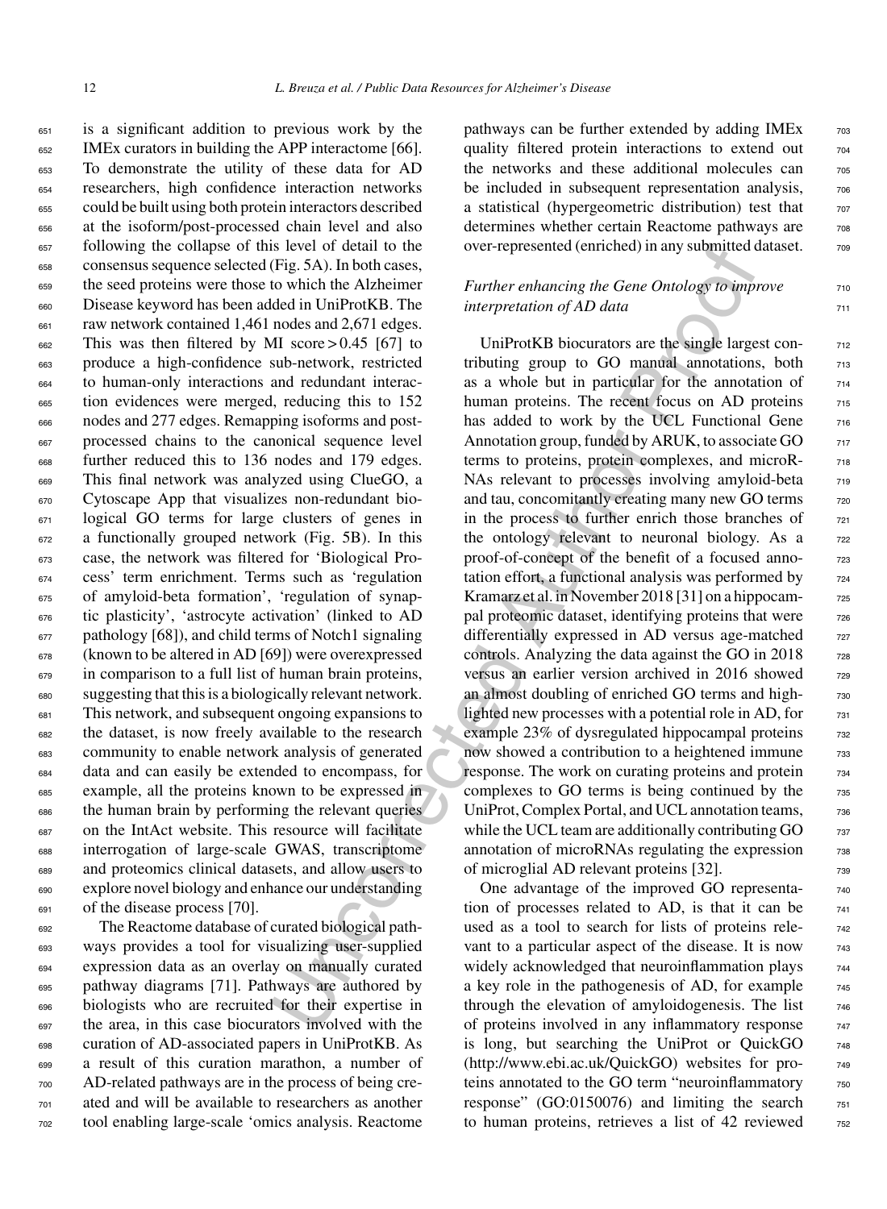is a significant addition to previous work by the IMEx curators in building the APP interactome [66]. To demonstrate the utility of these data for AD researchers, high confidence interaction networks could be built using both protein interactors described at the isoform/post-processed chain level and also following the collapse of this level of detail to the consensus sequence selected (Fig. 5A). In both cases, the seed proteins were those to which the Alzheimer Disease keyword has been added in UniProtKB. The raw network contained 1,461 nodes and 2,671 edges. This was then filtered by MI score $>0.45$ [67] to produce a high-confidence sub-network, restricted to human-only interactions and redundant interaction evidences were merged, reducing this to 152 nodes and 277 edges. Remapping isoforms and post-processed chains to the canonical sequence level further reduced this to 136 nodes and 179 edges. This final network was analyzed using ClueGO, a Cytoscape App that visualizes non-redundant biological GO terms for large clusters of genes in a functionally grouped network (Fig. 5B). In this case, the network was filtered for 'Biological Process' term enrichment. Terms such as 'regulation of amyloid-beta formation', 'regulation of synaptic plasticity', 'astrocyte activation' (linked to AD pathology [68]), and child terms of Notch1 signaling (known to be altered in AD [69]) were overexpressed in comparison to a full list of human brain proteins, suggesting that this is a biologically relevant network. This network, and subsequent ongoing expansions to the dataset, is now freely available to the research community to enable network analysis of generated data and can easily be extended to encompass, for example, all the proteins known to be expressed in the human brain by performing the relevant queries on the IntAct website. This resource will facilitate interrogation of large-scale GWAS, transcriptome and proteomics clinical datasets, and allow users to explore novel biology and enhance our understanding of the disease process [70].

The Reactome database of curated biological pathways provides a tool for visualizing user-supplied expression data as an overlay on manually curated pathway diagrams [71]. Pathways are authored by biologists who are recruited for their expertise in the area, in this case biocurators involved with the curation of AD-associated papers in UniProtKB. As a result of this curation marathon, a number of AD-related pathways are in the process of being created and will be available to researchers as another tool enabling large-scale 'omics analysis. Reactome pathways can be further extended by adding IMEx quality filtered protein interactions to extend out the networks and these additional molecules can be included in subsequent representation analysis, a statistical (hypergeometric distribution) test that determines whether certain Reactome pathways are over-represented (enriched) in any submitted dataset.

### *Further enhancing the Gene Ontology to improve interpretation of AD data*

UniProtKB biocurators are the single largest contributing group to GO manual annotations, both as a whole but in particular for the annotation of human proteins. The recent focus on AD proteins has added to work by the UCL Functional Gene Annotation group, funded by ARUK, to associate GO terms to proteins, protein complexes, and microRNAs relevant to processes involving amyloid-beta and tau, concomitantly creating many new GO terms in the process to further enrich those branches of the ontology relevant to neuronal biology. As a proof-of-concept of the benefit of a focused annotation effort, a functional analysis was performed by Kramarz et al. in November 2018 [31] on a hippocampal proteomic dataset, identifying proteins that were differentially expressed in AD versus age-matched controls. Analyzing the data against the GO in 2018 versus an earlier version archived in 2016 showed an almost doubling of enriched GO terms and highlighted new processes with a potential role in AD, for example 23% of dysregulated hippocampal proteins now showed a contribution to a heightened immune response. The work on curating proteins and protein complexes to GO terms is being continued by the UniProt, Complex Portal, and UCL annotation teams, while the UCL team are additionally contributing GO annotation of microRNAs regulating the expression of microglial AD relevant proteins [32].

One advantage of the improved GO representation of processes related to AD, is that it can be used as a tool to search for lists of proteins relevant to a particular aspect of the disease. It is now widely acknowledged that neuroinflammation plays a key role in the pathogenesis of AD, for example through the elevation of amyloidogenesis. The list of proteins involved in any inflammatory response is long, but searching the UniProt or QuickGO (http://www.ebi.ac.uk/QuickGO) websites for proteins annotated to the GO term "neuroinflammatory response" (GO:0150076) and limiting the search to human proteins, retrieves a list of 42 reviewed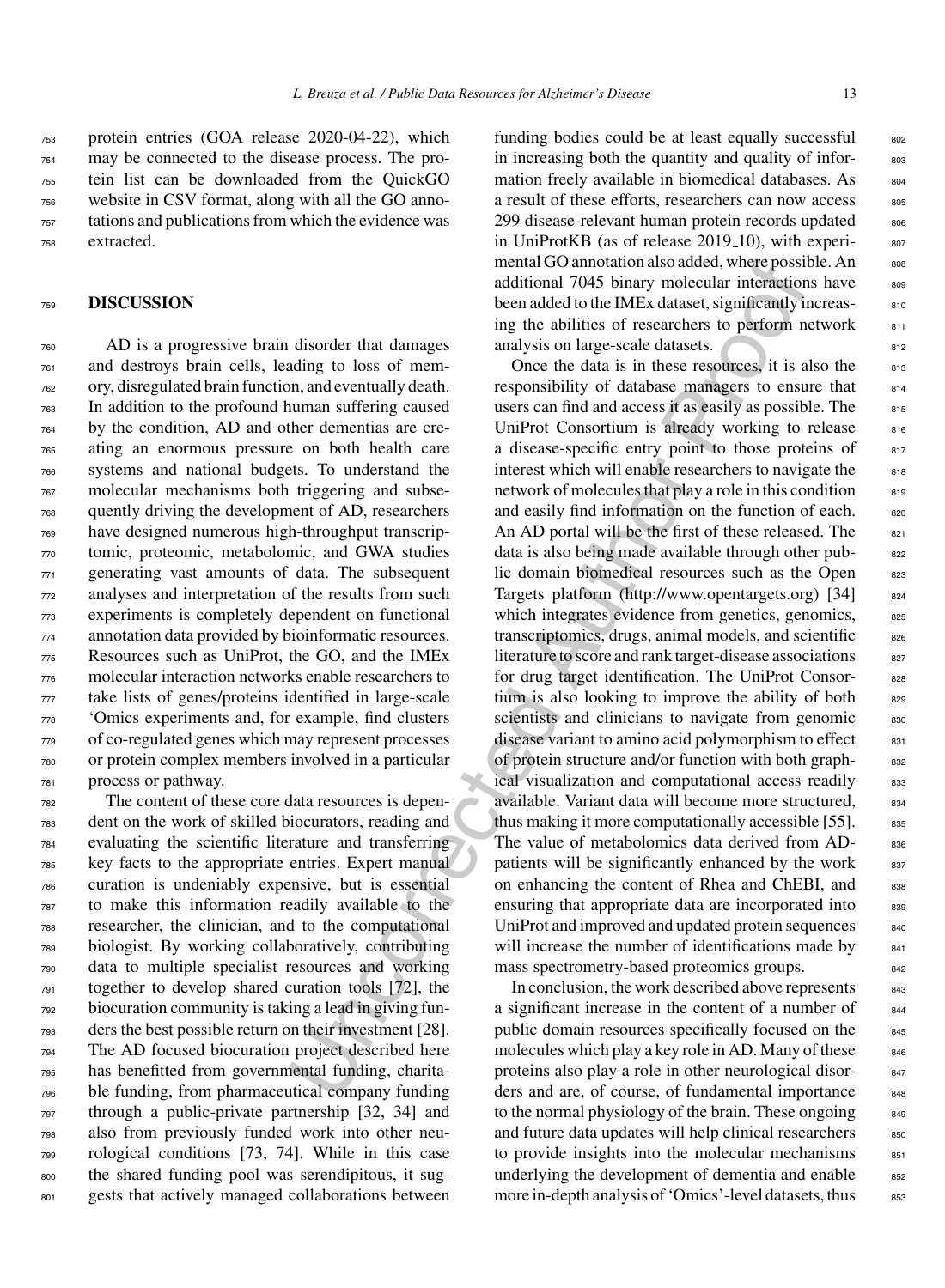protein entries (GOA release 2020-04-22), which may be connected to the disease process. The protein list can be downloaded from the QuickGO website in CSV format, along with all the GO annotations and publications from which the evidence was extracted.

## DISCUSSION

AD is a progressive brain disorder that damages and destroys brain cells, leading to loss of memory, disregulated brain function, and eventually death. In addition to the profound human suffering caused by the condition, AD and other dementias are creating an enormous pressure on both health care systems and national budgets. To understand the molecular mechanisms both triggering and subsequently driving the development of AD, researchers have designed numerous high-throughput transcriptomic, proteomic, metabolomic, and GWA studies generating vast amounts of data. The subsequent analyses and interpretation of the results from such experiments is completely dependent on functional annotation data provided by bioinformatic resources. Resources such as UniProt, the GO, and the IMEx molecular interaction networks enable researchers to take lists of genes/proteins identified in large-scale 'Omics experiments and, for example, find clusters of co-regulated genes which may represent processes or protein complex members involved in a particular process or pathway.

The content of these core data resources is dependent on the work of skilled biocurators, reading and evaluating the scientific literature and transferring key facts to the appropriate entries. Expert manual curation is undeniably expensive, but is essential to make this information readily available to the researcher, the clinician, and to the computational biologist. By working collaboratively, contributing data to multiple specialist resources and working together to develop shared curation tools [72], the biocuration community is taking a lead in giving funders the best possible return on their investment [28]. The AD focused biocuration project described here has benefitted from governmental funding, charitable funding, from pharmaceutical company funding through a public-private partnership [32, 34] and also from previously funded work into other neurological conditions [73, 74]. While in this case the shared funding pool was serendipitous, it suggests that actively managed collaborations between funding bodies could be at least equally successful in increasing both the quantity and quality of information freely available in biomedical databases. As a result of these efforts, researchers can now access 299 disease-relevant human protein records updated in UniProtKB (as of release 2019_10), with experimental GO annotation also added, where possible. An additional 7045 binary molecular interactions have been added to the IMEx dataset, significantly increasing the abilities of researchers to perform network analysis on large-scale datasets.

Once the data is in these resources, it is also the responsibility of database managers to ensure that users can find and access it as easily as possible. The UniProt Consortium is already working to release a disease-specific entry point to those proteins of interest which will enable researchers to navigate the network of molecules that play a role in this condition and easily find information on the function of each. An AD portal will be the first of these released. The data is also being made available through other public domain biomedical resources such as the Open Targets platform (http://www.opentargets.org) [34] which integrates evidence from genetics, genomics, transcriptomics, drugs, animal models, and scientific literature to score and rank target-disease associations for drug target identification. The UniProt Consortium is also looking to improve the ability of both scientists and clinicians to navigate from genomic disease variant to amino acid polymorphism to effect of protein structure and/or function with both graphical visualization and computational access readily available. Variant data will become more structured, thus making it more computationally accessible [55]. The value of metabolomics data derived from AD-patients will be significantly enhanced by the work on enhancing the content of Rhea and ChEBI, and ensuring that appropriate data are incorporated into UniProt and improved and updated protein sequences will increase the number of identifications made by mass spectrometry-based proteomics groups.

In conclusion, the work described above represents a significant increase in the content of a number of public domain resources specifically focused on the molecules which play a key role in AD. Many of these proteins also play a role in other neurological disorders and are, of course, of fundamental importance to the normal physiology of the brain. These ongoing and future data updates will help clinical researchers to provide insights into the molecular mechanisms underlying the development of dementia and enable more in-depth analysis of 'Omics'-level datasets, thus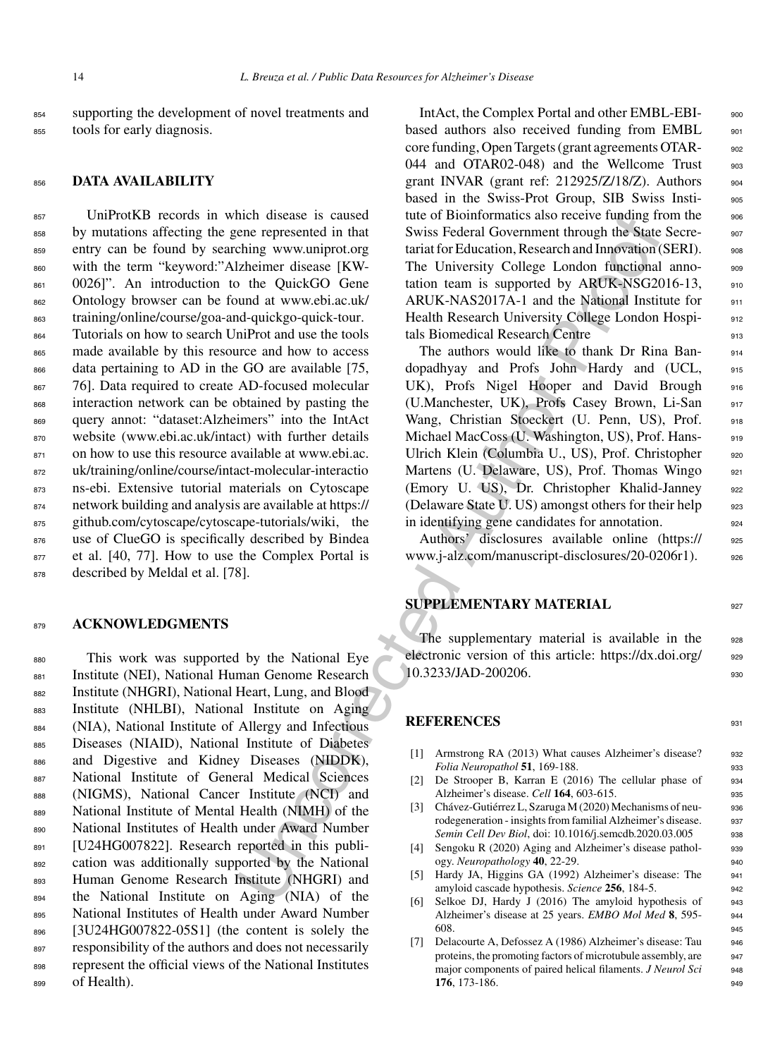supporting the development of novel treatments and tools for early diagnosis.

## DATA AVAILABILITY

UniProtKB records in which disease is caused by mutations affecting the gene represented in that entry can be found by searching www.uniprot.org with the term "keyword:"Alzheimer disease [KW-0026]". An introduction to the QuickGO Gene Ontology browser can be found at www.ebi.ac.uk/training/online/course/goa-and-quickgo-quick-tour. Tutorials on how to search UniProt and use the tools made available by this resource and how to access data pertaining to AD in the GO are available [75, 76]. Data required to create AD-focused molecular interaction network can be obtained by pasting the query annot: "dataset:Alzheimers" into the IntAct website (www.ebi.ac.uk/intact) with further details on how to use this resource available at www.ebi.ac.uk/training/online/course/intact-molecular-interactions-ebi. Extensive tutorial materials on Cytoscape network building and analysis are available at https://github.com/cytoscape/cytoscape-tutorials/wiki, the use of ClueGO is specifically described by Bindea et al. [40, 77]. How to use the Complex Portal is described by Meldal et al. [78].

## ACKNOWLEDGMENTS

This work was supported by the National Eye Institute (NEI), National Human Genome Research Institute (NHGRI), National Heart, Lung, and Blood Institute (NHLBI), National Institute on Aging (NIA), National Institute of Allergy and Infectious Diseases (NIAID), National Institute of Diabetes and Digestive and Kidney Diseases (NIDDK), National Institute of General Medical Sciences (NIGMS), National Cancer Institute (NCI) and National Institute of Mental Health (NIMH) of the National Institutes of Health under Award Number [U24HG007822]. Research reported in this publication was additionally supported by the National Human Genome Research Institute (NHGRI) and the National Institute on Aging (NIA) of the National Institutes of Health under Award Number [3U24HG007822-05S1] (the content is solely the responsibility of the authors and does not necessarily represent the official views of the National Institutes of Health).

IntAct, the Complex Portal and other EMBL-EBI-based authors also received funding from EMBL core funding, Open Targets (grant agreements OTAR-044 and OTAR02-048) and the Wellcome Trust grant INVAR (grant ref: 212925/Z/18/Z). Authors based in the Swiss-Prot Group, SIB Swiss Institute of Bioinformatics also receive funding from the Swiss Federal Government through the State Secretariat for Education, Research and Innovation (SERI). The University College London functional annotation team is supported by ARUK-NSG2016-13, ARUK-NAS2017A-1 and the National Institute for Health Research University College London Hospitals Biomedical Research Centre

The authors would like to thank Dr Rina Bandopadhyay and Profs John Hardy and (UCL, UK), Profs Nigel Hooper and David Brough (U.Manchester, UK), Profs Casey Brown, Li-San Wang, Christian Stoeckert (U. Penn, US), Prof. Michael MacCoss (U. Washington, US), Prof. Hans-Ulrich Klein (Columbia U., US), Prof. Christopher Martens (U. Delaware, US), Prof. Thomas Wingo (Emory U. US), Dr. Christopher Khalid-Janney (Delaware State U. US) amongst others for their help in identifying gene candidates for annotation.

Authors' disclosures available online (https://www.j-alz.com/manuscript-disclosures/20-0206r1).

## SUPPLEMENTARY MATERIAL

The supplementary material is available in the electronic version of this article: https://dx.doi.org/10.3233/JAD-200206.

## REFERENCES

[1] Armstrong RA (2013) What causes Alzheimer's disease? *Folia Neuropathol* **51**, 169-188.

[2] De Strooper B, Karran E (2016) The cellular phase of Alzheimer's disease. *Cell* **164**, 603-615.

[3] Chávez-Gutiérrez L, Szaruga M (2020) Mechanisms of neurodegeneration - insights from familial Alzheimer's disease. *Semin Cell Dev Biol*, doi: 10.1016/j.semcdb.2020.03.005

[4] Sengoku R (2020) Aging and Alzheimer's disease pathology. *Neuropathology* **40**, 22-29.

[5] Hardy JA, Higgins GA (1992) Alzheimer's disease: The amyloid cascade hypothesis. *Science* **256**, 184-5.

[6] Selkoe DJ, Hardy J (2016) The amyloid hypothesis of Alzheimer's disease at 25 years. *EMBO Mol Med* **8**, 595-608.

[7] Delacourte A, Defossez A (1986) Alzheimer's disease: Tau proteins, the promoting factors of microtubule assembly, are major components of paired helical filaments. *J Neurol Sci* **176**, 173-186.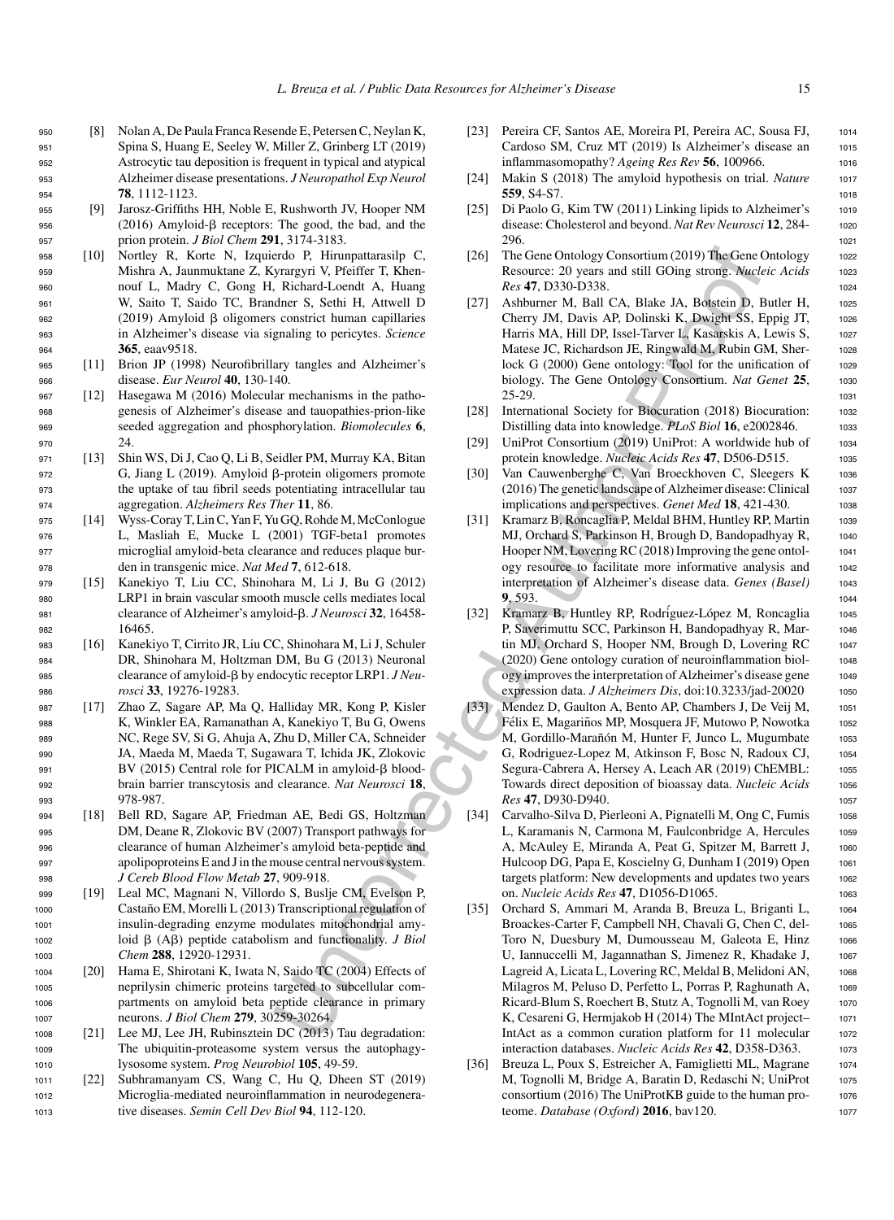[8] Nolan A, De Paula Franca Resende E, Petersen C, Neylan K, Spina S, Huang E, Seeley W, Miller Z, Grinberg LT (2019) Astrocytic tau deposition is frequent in typical and atypical Alzheimer disease presentations. *J Neuropathol Exp Neurol* **78**, 1112-1123.

[9] Jarosz-Griffiths HH, Noble E, Rushworth JV, Hooper NM (2016) Amyloid-β receptors: The good, the bad, and the prion protein. *J Biol Chem* **291**, 3174-3183.

[10] Nortley R, Korte N, Izquierdo P, Hirunpattarasilp C, Mishra A, Jaunmuktane Z, Kyrargyri V, Pfeiffer T, Khennouf L, Madry C, Gong H, Richard-Loendt A, Huang W, Saito T, Saido TC, Brandner S, Sethi H, Attwell D (2019) Amyloid β oligomers constrict human capillaries in Alzheimer's disease via signaling to pericytes. *Science* **365**, eaav9518.

[11] Brion JP (1998) Neurofibrillary tangles and Alzheimer's disease. *Eur Neurol* **40**, 130-140.

[12] Hasegawa M (2016) Molecular mechanisms in the pathogenesis of Alzheimer's disease and tauopathies-prion-like seeded aggregation and phosphorylation. *Biomolecules* **6**, 24.

[13] Shin WS, Di J, Cao Q, Li B, Seidler PM, Murray KA, Bitan G, Jiang L (2019). Amyloid β-protein oligomers promote the uptake of tau fibril seeds potentiating intracellular tau aggregation. *Alzheimers Res Ther* **11**, 86.

[14] Wyss-Coray T, Lin C, Yan F, Yu GQ, Rohde M, McConlogue L, Masliah E, Mucke L (2001) TGF-beta1 promotes microglial amyloid-beta clearance and reduces plaque burden in transgenic mice. *Nat Med* **7**, 612-618.

[15] Kanekiyo T, Liu CC, Shinohara M, Li J, Bu G (2012) LRP1 in brain vascular smooth muscle cells mediates local clearance of Alzheimer's amyloid-β. *J Neurosci* **32**, 16458-16465.

[16] Kanekiyo T, Cirrito JR, Liu CC, Shinohara M, Li J, Schuler DR, Shinohara M, Holtzman DM, Bu G (2013) Neuronal clearance of amyloid-β by endocytic receptor LRP1. *J Neurosci* **33**, 19276-19283.

[17] Zhao Z, Sagare AP, Ma Q, Halliday MR, Kong P, Kisler K, Winkler EA, Ramanathan A, Kanekiyo T, Bu G, Owens NC, Rege SV, Si G, Ahuja A, Zhu D, Miller CA, Schneider JA, Maeda M, Maeda T, Sugawara T, Ichida JK, Zlokovic BV (2015) Central role for PICALM in amyloid-β blood-brain barrier transcytosis and clearance. *Nat Neurosci* **18**, 978-987.

[18] Bell RD, Sagare AP, Friedman AE, Bedi GS, Holtzman DM, Deane R, Zlokovic BV (2007) Transport pathways for clearance of human Alzheimer's amyloid beta-peptide and apolipoproteins E and J in the mouse central nervous system. *J Cereb Blood Flow Metab* **27**, 909-918.

[19] Leal MC, Magnani N, Villordo S, Buslje CM, Evelson P, Castaño EM, Morelli L (2013) Transcriptional regulation of insulin-degrading enzyme modulates mitochondrial amyloid β (Aβ) peptide catabolism and functionality. *J Biol Chem* **288**, 12920-12931.

[20] Hama E, Shirotani K, Iwata N, Saido TC (2004) Effects of neprilysin chimeric proteins targeted to subcellular compartments on amyloid beta peptide clearance in primary neurons. *J Biol Chem* **279**, 30259-30264.

[21] Lee MJ, Lee JH, Rubinsztein DC (2013) Tau degradation: The ubiquitin-proteasome system versus the autophagy-lysosome system. *Prog Neurobiol* **105**, 49-59.

[22] Subhramanyam CS, Wang C, Hu Q, Dheen ST (2019) Microglia-mediated neuroinflammation in neurodegenerative diseases. *Semin Cell Dev Biol* **94**, 112-120.

[23] Pereira CF, Santos AE, Moreira PI, Pereira AC, Sousa FJ, Cardoso SM, Cruz MT (2019) Is Alzheimer's disease an inflammasomopathy? *Ageing Res Rev* **56**, 100966.

[24] Makin S (2018) The amyloid hypothesis on trial. *Nature* **559**, S4-S7.

[25] Di Paolo G, Kim TW (2011) Linking lipids to Alzheimer's disease: Cholesterol and beyond. *Nat Rev Neurosci* **12**, 284-296.

[26] The Gene Ontology Consortium (2019) The Gene Ontology Resource: 20 years and still GOing strong. *Nucleic Acids Res* **47**, D330-D338.

[27] Ashburner M, Ball CA, Blake JA, Botstein D, Butler H, Cherry JM, Davis AP, Dolinski K, Dwight SS, Eppig JT, Harris MA, Hill DP, Issel-Tarver L, Kasarskis A, Lewis S, Matese JC, Richardson JE, Ringwald M, Rubin GM, Sherlock G (2000) Gene ontology: Tool for the unification of biology. The Gene Ontology Consortium. *Nat Genet* **25**, 25-29.

[28] International Society for Biocuration (2018) Biocuration: Distilling data into knowledge. *PLoS Biol* **16**, e2002846.

[29] UniProt Consortium (2019) UniProt: A worldwide hub of protein knowledge. *Nucleic Acids Res* **47**, D506-D515.

[30] Van Cauwenberghe C, Van Broeckhoven C, Sleegers K (2016) The genetic landscape of Alzheimer disease: Clinical implications and perspectives. *Genet Med* **18**, 421-430.

[31] Kramarz B, Roncaglia P, Meldal BHM, Huntley RP, Martin MJ, Orchard S, Parkinson H, Brough D, Bandopadhyay R, Hooper NM, Lovering RC (2018) Improving the gene ontology resource to facilitate more informative analysis and interpretation of Alzheimer's disease data. *Genes (Basel)* **9**, 593.

[32] Kramarz B, Huntley RP, Rodríguez-López M, Roncaglia P, Saverimuttu SCC, Parkinson H, Bandopadhyay R, Martin MJ, Orchard S, Hooper NM, Brough D, Lovering RC (2020) Gene ontology curation of neuroinflammation biology improves the interpretation of Alzheimer's disease gene expression data. *J Alzheimers Dis*, doi:10.3233/jad-20020

[33] Mendez D, Gaulton A, Bento AP, Chambers J, De Veij M, Félix E, Magariños MP, Mosquera JF, Mutowo P, Nowotka M, Gordillo-Marañón M, Hunter F, Junco L, Mugumbate G, Rodriguez-Lopez M, Atkinson F, Bosc N, Radoux CJ, Segura-Cabrera A, Hersey A, Leach AR (2019) ChEMBL: Towards direct deposition of bioassay data. *Nucleic Acids Res* **47**, D930-D940.

[34] Carvalho-Silva D, Pierleoni A, Pignatelli M, Ong C, Fumis L, Karamanis N, Carmona M, Faulconbridge A, Hercules A, McAuley E, Miranda A, Peat G, Spitzer M, Barrett J, Hulcoop DG, Papa E, Koscielny G, Dunham I (2019) Open targets platform: New developments and updates two years on. *Nucleic Acids Res* **47**, D1056-D1065.

[35] Orchard S, Ammari M, Aranda B, Breuza L, Briganti L, Broackes-Carter F, Campbell NH, Chavali G, Chen C, del-Toro N, Duesbury M, Dumousseau M, Galeota E, Hinz U, Iannuccelli M, Jagannathan S, Jimenez R, Khadake J, Lagreid A, Licata L, Lovering RC, Meldal B, Melidoni AN, Milagros M, Peluso D, Perfetto L, Porras P, Raghunath A, Ricard-Blum S, Roechert B, Stutz A, Tognolli M, van Roey K, Cesareni G, Hermjakob H (2014) The MIntAct project–IntAct as a common curation platform for 11 molecular interaction databases. *Nucleic Acids Res* **42**, D358-D363.

[36] Breuza L, Poux S, Estreicher A, Famiglietti ML, Magrane M, Tognolli M, Bridge A, Baratin D, Redaschi N; UniProt consortium (2016) The UniProtKB guide to the human proteome. *Database (Oxford)* **2016**, bav120.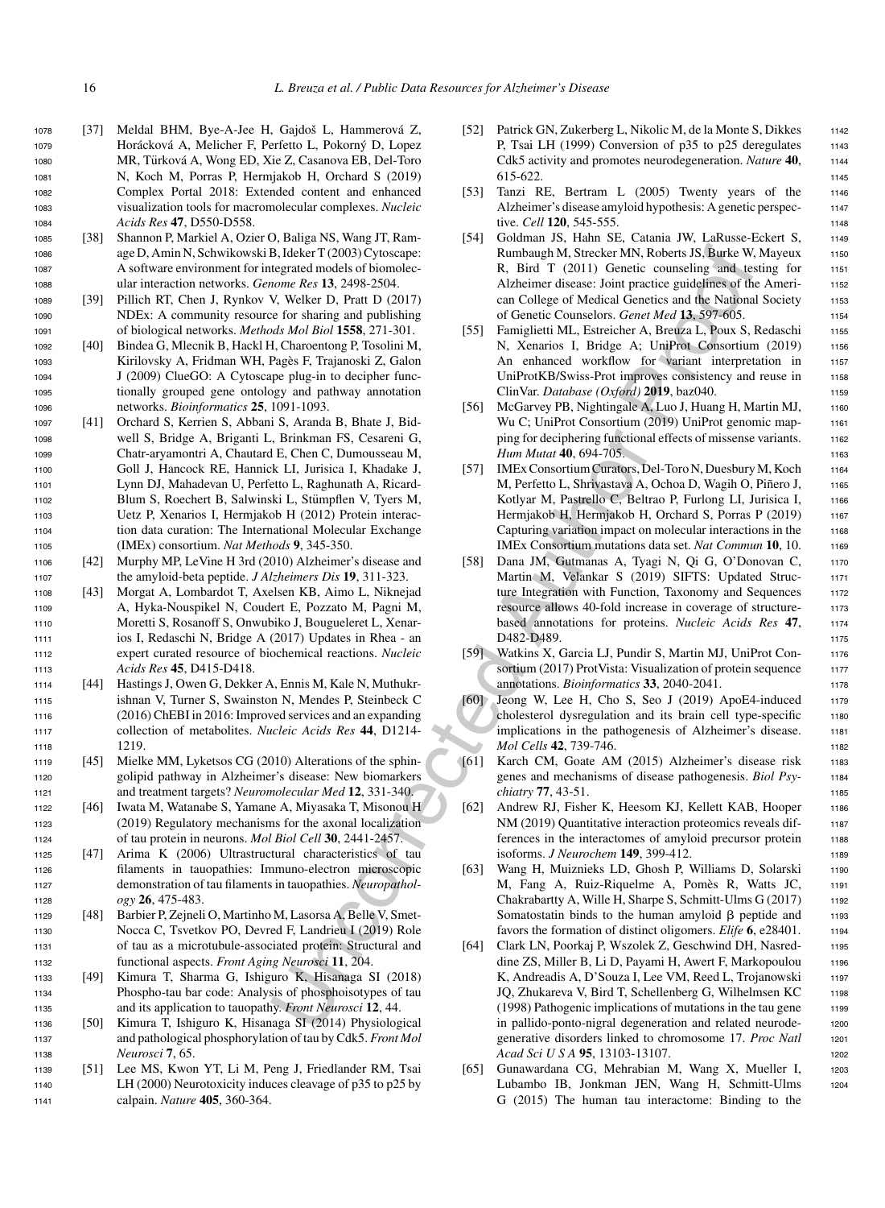[37] Meldal BHM, Bye-A-Jee H, Gajdoš L, Hammerová Z, Horácková A, Melicher F, Perfetto L, Pokorný D, Lopez MR, Türková A, Wong ED, Xie Z, Casanova EB, Del-Toro N, Koch M, Porras P, Hermjakob H, Orchard S (2019) Complex Portal 2018: Extended content and enhanced visualization tools for macromolecular complexes. *Nucleic Acids Res* **47**, D550-D558.

[38] Shannon P, Markiel A, Ozier O, Baliga NS, Wang JT, Ramage D, Amin N, Schwikowski B, Ideker T (2003) Cytoscape: A software environment for integrated models of biomolecular interaction networks. *Genome Res* **13**, 2498-2504.

[39] Pillich RT, Chen J, Rynkov V, Welker D, Pratt D (2017) NDEx: A community resource for sharing and publishing of biological networks. *Methods Mol Biol* **1558**, 271-301.

[40] Bindea G, Mlecnik B, Hackl H, Charoentong P, Tosolini M, Kirilovsky A, Fridman WH, Pagès F, Trajanoski Z, Galon J (2009) ClueGO: A Cytoscape plug-in to decipher functionally grouped gene ontology and pathway annotation networks. *Bioinformatics* **25**, 1091-1093.

[41] Orchard S, Kerrien S, Abbani S, Aranda B, Bhate J, Bidwell S, Bridge A, Briganti L, Brinkman FS, Cesareni G, Chatr-aryamontri A, Chautard E, Chen C, Dumousseau M, Goll J, Hancock RE, Hannick LI, Jurisica I, Khadake J, Lynn DJ, Mahadevan U, Perfetto L, Raghunath A, Ricard-Blum S, Roechert B, Salwinski L, Stümpflen V, Tyers M, Uetz P, Xenarios I, Hermjakob H (2012) Protein interaction data curation: The International Molecular Exchange (IMEx) consortium. *Nat Methods* **9**, 345-350.

[42] Murphy MP, LeVine H 3rd (2010) Alzheimer's disease and the amyloid-beta peptide. *J Alzheimers Dis* **19**, 311-323.

[43] Morgat A, Lombardot T, Axelsen KB, Aimo L, Niknejad A, Hyka-Nouspikel N, Coudert E, Pozzato M, Pagni M, Moretti S, Rosanoff S, Onwubiko J, Bougueleret L, Xenarios I, Redaschi N, Bridge A (2017) Updates in Rhea - an expert curated resource of biochemical reactions. *Nucleic Acids Res* **45**, D415-D418.

[44] Hastings J, Owen G, Dekker A, Ennis M, Kale N, Muthukrishnan V, Turner S, Swainston N, Mendes P, Steinbeck C (2016) ChEBI in 2016: Improved services and an expanding collection of metabolites. *Nucleic Acids Res* **44**, D1214-1219.

[45] Mielke MM, Lyketsos CG (2010) Alterations of the sphingolipid pathway in Alzheimer's disease: New biomarkers and treatment targets? *Neuromolecular Med* **12**, 331-340.

[46] Iwata M, Watanabe S, Yamane A, Miyasaka T, Misonou H (2019) Regulatory mechanisms for the axonal localization of tau protein in neurons. *Mol Biol Cell* **30**, 2441-2457.

[47] Arima K (2006) Ultrastructural characteristics of tau filaments in tauopathies: Immuno-electron microscopic demonstration of tau filaments in tauopathies. *Neuropathology* **26**, 475-483.

[48] Barbier P, Zejneli O, Martinho M, Lasorsa A, Belle V, Smet-Nocca C, Tsvetkov PO, Devred F, Landrieu I (2019) Role of tau as a microtubule-associated protein: Structural and functional aspects. *Front Aging Neurosci* **11**, 204.

[49] Kimura T, Sharma G, Ishiguro K, Hisanaga SI (2018) Phospho-tau bar code: Analysis of phosphoisotypes of tau and its application to tauopathy. *Front Neurosci* **12**, 44.

[50] Kimura T, Ishiguro K, Hisanaga SI (2014) Physiological and pathological phosphorylation of tau by Cdk5. *Front Mol Neurosci* **7**, 65.

[51] Lee MS, Kwon YT, Li M, Peng J, Friedlander RM, Tsai LH (2000) Neurotoxicity induces cleavage of p35 to p25 by calpain. *Nature* **405**, 360-364.

[52] Patrick GN, Zukerberg L, Nikolic M, de la Monte S, Dikkes P, Tsai LH (1999) Conversion of p35 to p25 deregulates Cdk5 activity and promotes neurodegeneration. *Nature* **40**, 615-622.

[53] Tanzi RE, Bertram L (2005) Twenty years of the Alzheimer's disease amyloid hypothesis: A genetic perspective. *Cell* **120**, 545-555.

[54] Goldman JS, Hahn SE, Catania JW, LaRusse-Eckert S, Rumbaugh M, Strecker MN, Roberts JS, Burke W, Mayeux R, Bird T (2011) Genetic counseling and testing for Alzheimer disease: Joint practice guidelines of the American College of Medical Genetics and the National Society of Genetic Counselors. *Genet Med* **13**, 597-605.

[55] Famiglietti ML, Estreicher A, Breuza L, Poux S, Redaschi N, Xenarios I, Bridge A; UniProt Consortium (2019) An enhanced workflow for variant interpretation in UniProtKB/Swiss-Prot improves consistency and reuse in ClinVar. *Database (Oxford)* **2019**, baz040.

[56] McGarvey PB, Nightingale A, Luo J, Huang H, Martin MJ, Wu C; UniProt Consortium (2019) UniProt genomic mapping for deciphering functional effects of missense variants. *Hum Mutat* **40**, 694-705.

[57] IMEx Consortium Curators, Del-Toro N, Duesbury M, Koch M, Perfetto L, Shrivastava A, Ochoa D, Wagih O, Piñero J, Kotlyar M, Pastrello C, Beltrao P, Furlong LI, Jurisica I, Hermjakob H, Hermjakob H, Orchard S, Porras P (2019) Capturing variation impact on molecular interactions in the IMEx Consortium mutations data set. *Nat Commun* **10**, 10.

[58] Dana JM, Gutmanas A, Tyagi N, Qi G, O'Donovan C, Martin M, Velankar S (2019) SIFTS: Updated Structure Integration with Function, Taxonomy and Sequences resource allows 40-fold increase in coverage of structure-based annotations for proteins. *Nucleic Acids Res* **47**, D482-D489.

[59] Watkins X, Garcia LJ, Pundir S, Martin MJ, UniProt Consortium (2017) ProtVista: Visualization of protein sequence annotations. *Bioinformatics* **33**, 2040-2041.

[60] Jeong W, Lee H, Cho S, Seo J (2019) ApoE4-induced cholesterol dysregulation and its brain cell type-specific implications in the pathogenesis of Alzheimer's disease. *Mol Cells* **42**, 739-746.

[61] Karch CM, Goate AM (2015) Alzheimer's disease risk genes and mechanisms of disease pathogenesis. *Biol Psychiatry* **77**, 43-51.

[62] Andrew RJ, Fisher K, Heesom KJ, Kellett KAB, Hooper NM (2019) Quantitative interaction proteomics reveals differences in the interactomes of amyloid precursor protein isoforms. *J Neurochem* **149**, 399-412.

[63] Wang H, Muiznieks LD, Ghosh P, Williams D, Solarski M, Fang A, Ruiz-Riquelme A, Pomès R, Watts JC, Chakrabartty A, Wille H, Sharpe S, Schmitt-Ulms G (2017) Somatostatin binds to the human amyloid β peptide and favors the formation of distinct oligomers. *Elife* **6**, e28401.

[64] Clark LN, Poorkaj P, Wszolek Z, Geschwind DH, Nasreddine ZS, Miller B, Li D, Payami H, Awert F, Markopoulou K, Andreadis A, D'Souza I, Lee VM, Reed L, Trojanowski JQ, Zhukareva V, Bird T, Schellenberg G, Wilhelmsen KC (1998) Pathogenic implications of mutations in the tau gene in pallido-ponto-nigral degeneration and related neurodegenerative disorders linked to chromosome 17. *Proc Natl Acad Sci U S A* **95**, 13103-13107.

[65] Gunawardana CG, Mehrabian M, Wang X, Mueller I, Lubambo IB, Jonkman JEN, Wang H, Schmitt-Ulms G (2015) The human tau interactome: Binding to the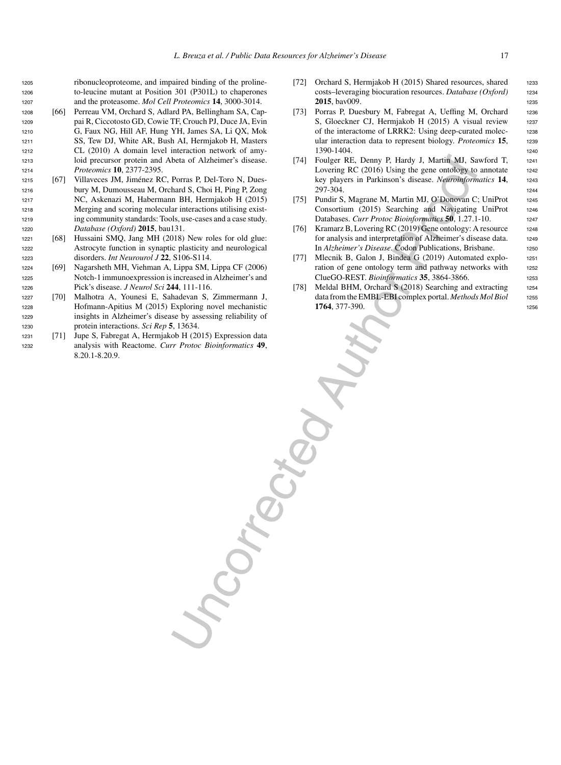ribonucleoproteome, and impaired binding of the proline-to-leucine mutant at Position 301 (P301L) to chaperones and the proteasome. *Mol Cell Proteomics* **14**, 3000-3014.

[66] Perreau VM, Orchard S, Adlard PA, Bellingham SA, Cappai R, Ciccotosto GD, Cowie TF, Crouch PJ, Duce JA, Evin G, Faux NG, Hill AF, Hung YH, James SA, Li QX, Mok SS, Tew DJ, White AR, Bush AI, Hermjakob H, Masters CL (2010) A domain level interaction network of amyloid precursor protein and Abeta of Alzheimer's disease. *Proteomics* **10**, 2377-2395.

[67] Villaveces JM, Jiménez RC, Porras P, Del-Toro N, Duesbury M, Dumousseau M, Orchard S, Choi H, Ping P, Zong NC, Askenazi M, Habermann BH, Hermjakob H (2015) Merging and scoring molecular interactions utilising existing community standards: Tools, use-cases and a case study. *Database (Oxford)* **2015**, bau131.

[68] Hussaini SMQ, Jang MH (2018) New roles for old glue: Astrocyte function in synaptic plasticity and neurological disorders. *Int Neurourol J* **22**, S106-S114.

[69] Nagarsheth MH, Viehman A, Lippa SM, Lippa CF (2006) Notch-1 immunoexpression is increased in Alzheimer's and Pick's disease. *J Neurol Sci* **244**, 111-116.

[70] Malhotra A, Younesi E, Sahadevan S, Zimmermann J, Hofmann-Apitius M (2015) Exploring novel mechanistic insights in Alzheimer's disease by assessing reliability of protein interactions. *Sci Rep* **5**, 13634.

[71] Jupe S, Fabregat A, Hermjakob H (2015) Expression data analysis with Reactome. *Curr Protoc Bioinformatics* **49**, 8.20.1-8.20.9.

[72] Orchard S, Hermjakob H (2015) Shared resources, shared costs–leveraging biocuration resources. *Database (Oxford)* **2015**, bav009.

[73] Porras P, Duesbury M, Fabregat A, Ueffing M, Orchard S, Gloeckner CJ, Hermjakob H (2015) A visual review of the interactome of LRRK2: Using deep-curated molecular interaction data to represent biology. *Proteomics* **15**, 1390-1404.

[74] Foulger RE, Denny P, Hardy J, Martin MJ, Sawford T, Lovering RC (2016) Using the gene ontology to annotate key players in Parkinson's disease. *Neuroinformatics* **14**, 297-304.

[75] Pundir S, Magrane M, Martin MJ, O'Donovan C; UniProt Consortium (2015) Searching and Navigating UniProt Databases. *Curr Protoc Bioinformatics* **50**, 1.27.1-10.

[76] Kramarz B, Lovering RC (2019) Gene ontology: A resource for analysis and interpretation of Alzheimer's disease data. In *Alzheimer's Disease*. Codon Publications, Brisbane.

[77] Mlecnik B, Galon J, Bindea G (2019) Automated exploration of gene ontology term and pathway networks with ClueGO-REST. *Bioinformatics* **35**, 3864-3866.

[78] Meldal BHM, Orchard S (2018) Searching and extracting data from the EMBL-EBI complex portal. *Methods Mol Biol* **1764**, 377-390.